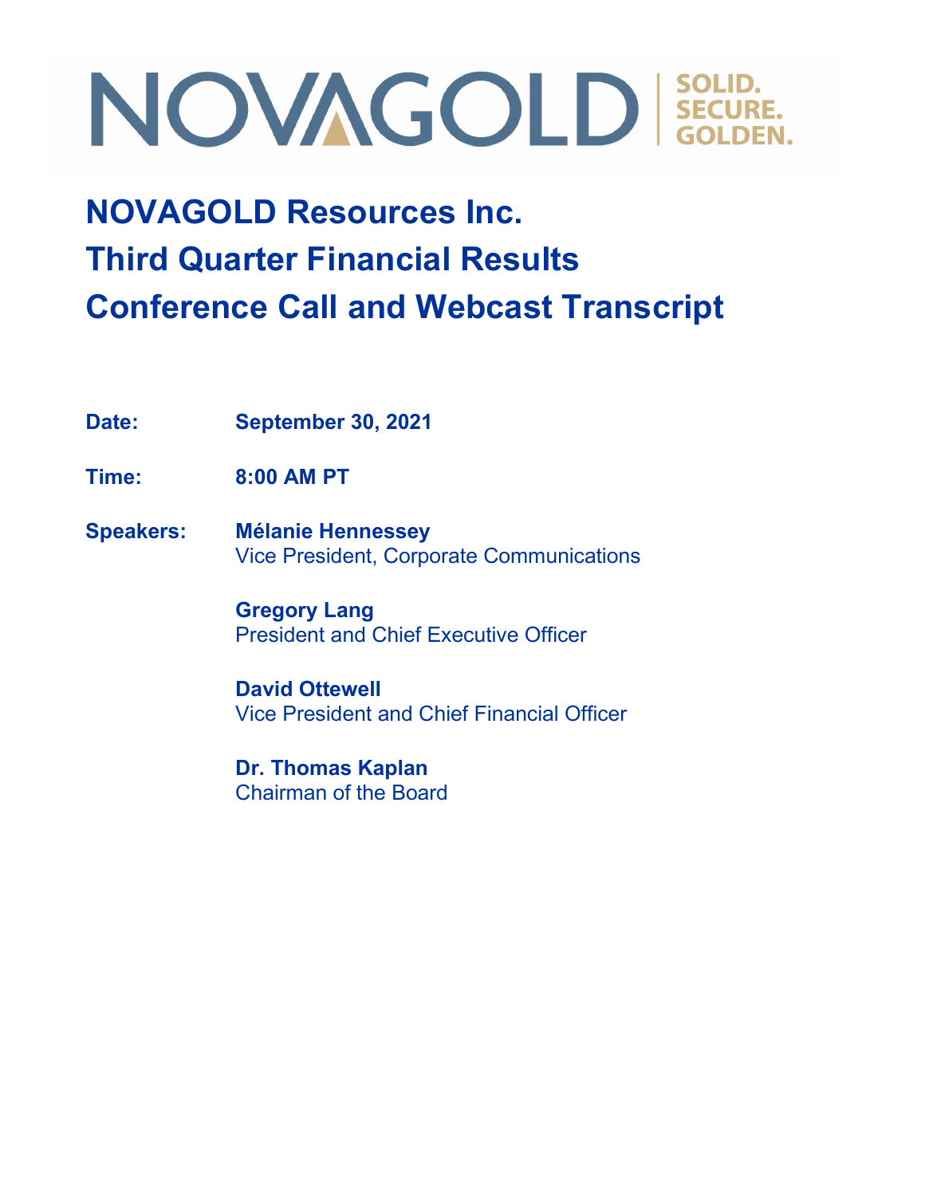NOVAGOLD | SOLID. SECURE. GOLDEN.

# NOVAGOLD Resources Inc.
# Third Quarter Financial Results
# Conference Call and Webcast Transcript

**Date:** **September 30, 2021**

**Time:** **8:00 AM PT**

**Speakers:** **Mélanie Hennessey**
Vice President, Corporate Communications

**Gregory Lang**
President and Chief Executive Officer

**David Ottewell**
Vice President and Chief Financial Officer

**Dr. Thomas Kaplan**
Chairman of the Board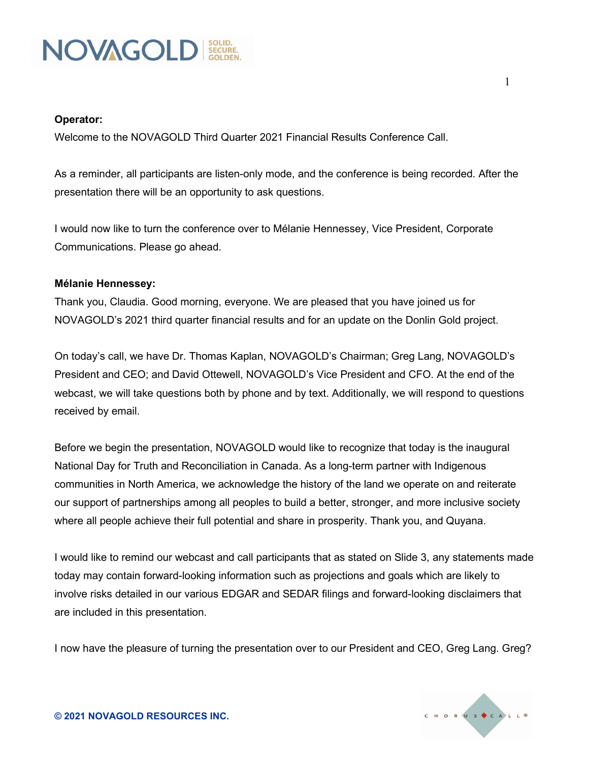**Operator:**

Welcome to the NOVAGOLD Third Quarter 2021 Financial Results Conference Call.

As a reminder, all participants are listen-only mode, and the conference is being recorded. After the presentation there will be an opportunity to ask questions.

I would now like to turn the conference over to Mélanie Hennessey, Vice President, Corporate Communications. Please go ahead.

**Mélanie Hennessey:**

Thank you, Claudia. Good morning, everyone. We are pleased that you have joined us for NOVAGOLD's 2021 third quarter financial results and for an update on the Donlin Gold project.

On today's call, we have Dr. Thomas Kaplan, NOVAGOLD's Chairman; Greg Lang, NOVAGOLD's President and CEO; and David Ottewell, NOVAGOLD's Vice President and CFO. At the end of the webcast, we will take questions both by phone and by text. Additionally, we will respond to questions received by email.

Before we begin the presentation, NOVAGOLD would like to recognize that today is the inaugural National Day for Truth and Reconciliation in Canada. As a long-term partner with Indigenous communities in North America, we acknowledge the history of the land we operate on and reiterate our support of partnerships among all peoples to build a better, stronger, and more inclusive society where all people achieve their full potential and share in prosperity. Thank you, and Quyana.

I would like to remind our webcast and call participants that as stated on Slide 3, any statements made today may contain forward-looking information such as projections and goals which are likely to involve risks detailed in our various EDGAR and SEDAR filings and forward-looking disclaimers that are included in this presentation.

I now have the pleasure of turning the presentation over to our President and CEO, Greg Lang. Greg?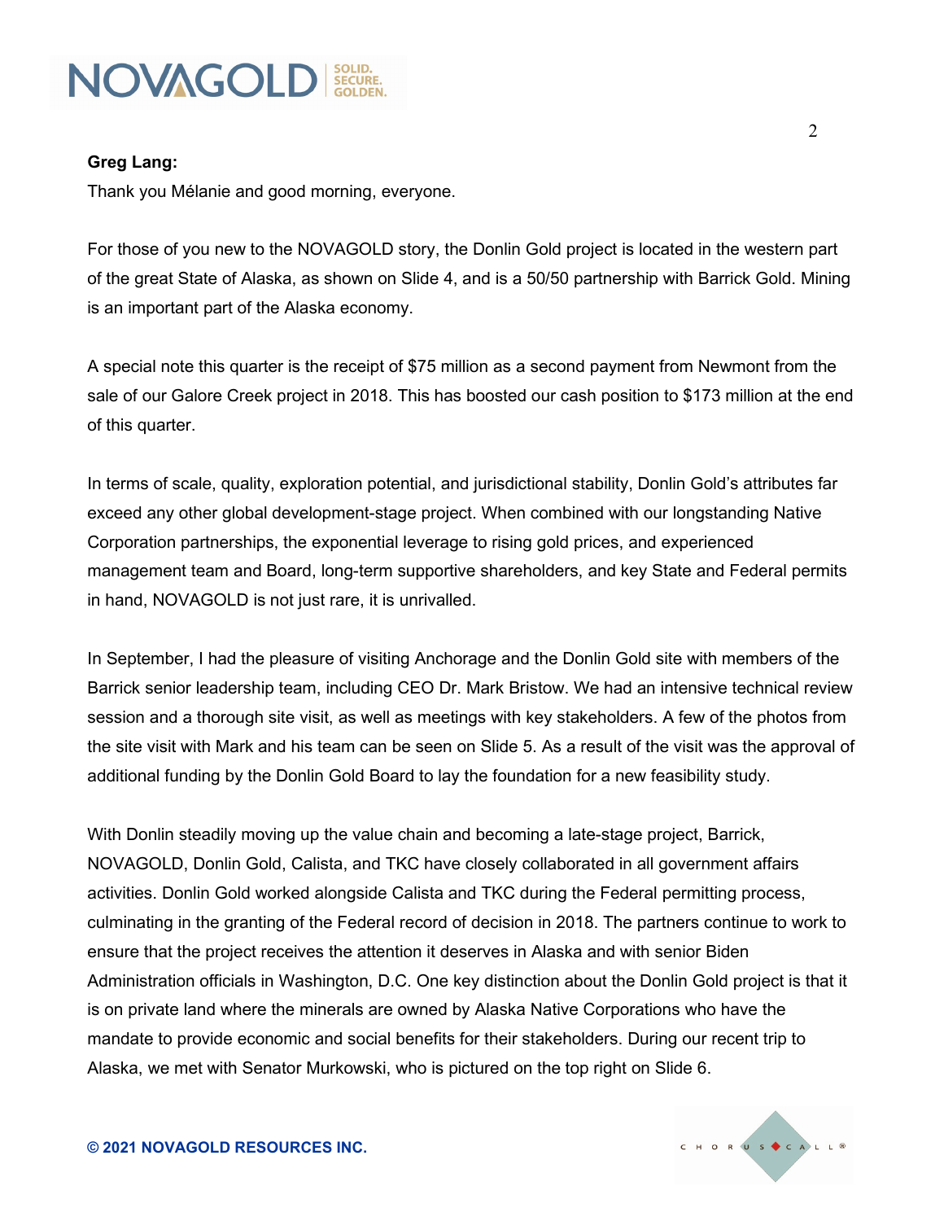**Greg Lang:**

Thank you Mélanie and good morning, everyone.

For those of you new to the NOVAGOLD story, the Donlin Gold project is located in the western part of the great State of Alaska, as shown on Slide 4, and is a 50/50 partnership with Barrick Gold. Mining is an important part of the Alaska economy.

A special note this quarter is the receipt of $75 million as a second payment from Newmont from the sale of our Galore Creek project in 2018. This has boosted our cash position to $173 million at the end of this quarter.

In terms of scale, quality, exploration potential, and jurisdictional stability, Donlin Gold's attributes far exceed any other global development-stage project. When combined with our longstanding Native Corporation partnerships, the exponential leverage to rising gold prices, and experienced management team and Board, long-term supportive shareholders, and key State and Federal permits in hand, NOVAGOLD is not just rare, it is unrivalled.

In September, I had the pleasure of visiting Anchorage and the Donlin Gold site with members of the Barrick senior leadership team, including CEO Dr. Mark Bristow. We had an intensive technical review session and a thorough site visit, as well as meetings with key stakeholders. A few of the photos from the site visit with Mark and his team can be seen on Slide 5. As a result of the visit was the approval of additional funding by the Donlin Gold Board to lay the foundation for a new feasibility study.

With Donlin steadily moving up the value chain and becoming a late-stage project, Barrick, NOVAGOLD, Donlin Gold, Calista, and TKC have closely collaborated in all government affairs activities. Donlin Gold worked alongside Calista and TKC during the Federal permitting process, culminating in the granting of the Federal record of decision in 2018. The partners continue to work to ensure that the project receives the attention it deserves in Alaska and with senior Biden Administration officials in Washington, D.C. One key distinction about the Donlin Gold project is that it is on private land where the minerals are owned by Alaska Native Corporations who have the mandate to provide economic and social benefits for their stakeholders. During our recent trip to Alaska, we met with Senator Murkowski, who is pictured on the top right on Slide 6.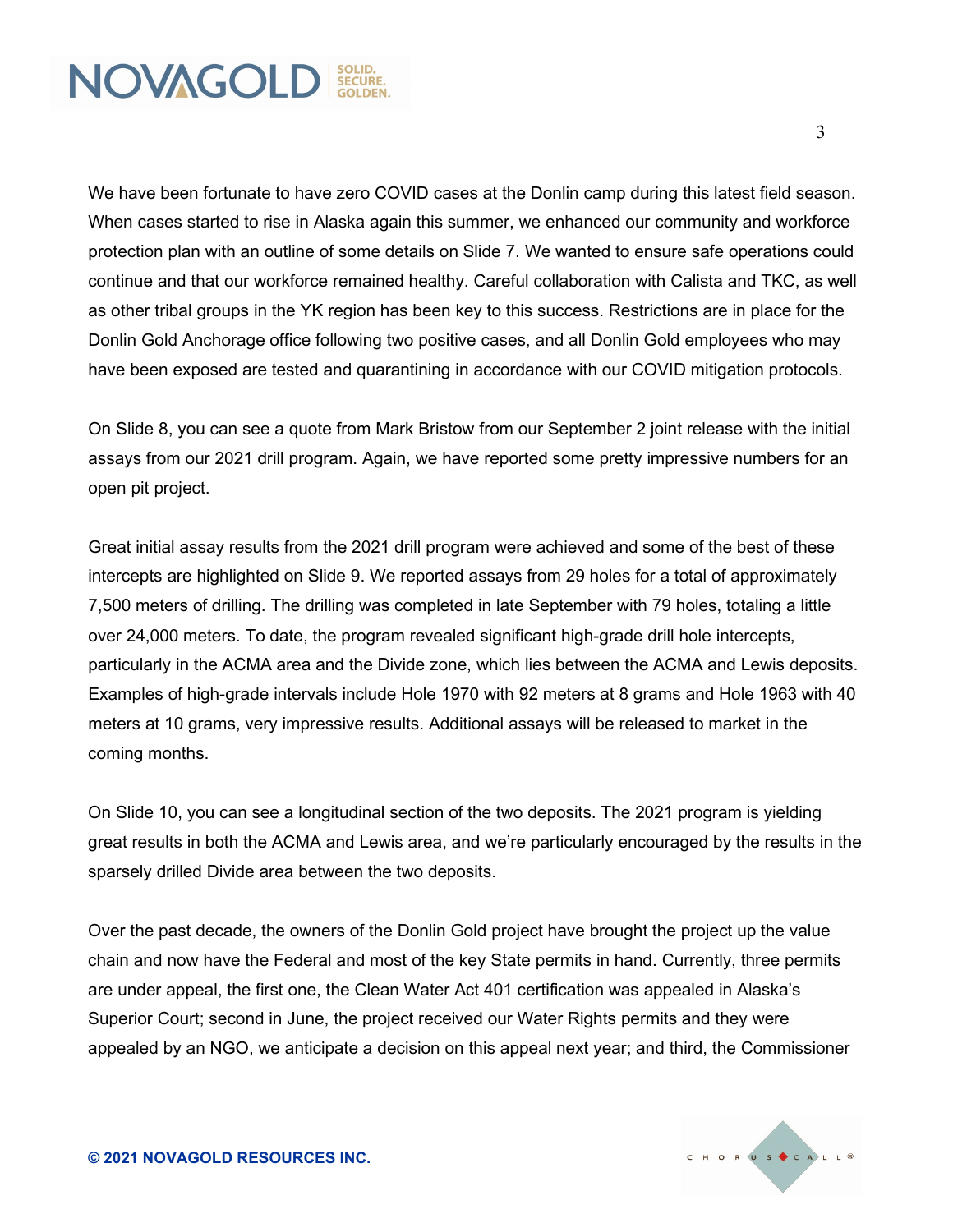We have been fortunate to have zero COVID cases at the Donlin camp during this latest field season. When cases started to rise in Alaska again this summer, we enhanced our community and workforce protection plan with an outline of some details on Slide 7. We wanted to ensure safe operations could continue and that our workforce remained healthy. Careful collaboration with Calista and TKC, as well as other tribal groups in the YK region has been key to this success. Restrictions are in place for the Donlin Gold Anchorage office following two positive cases, and all Donlin Gold employees who may have been exposed are tested and quarantining in accordance with our COVID mitigation protocols.

On Slide 8, you can see a quote from Mark Bristow from our September 2 joint release with the initial assays from our 2021 drill program. Again, we have reported some pretty impressive numbers for an open pit project.

Great initial assay results from the 2021 drill program were achieved and some of the best of these intercepts are highlighted on Slide 9. We reported assays from 29 holes for a total of approximately 7,500 meters of drilling. The drilling was completed in late September with 79 holes, totaling a little over 24,000 meters. To date, the program revealed significant high-grade drill hole intercepts, particularly in the ACMA area and the Divide zone, which lies between the ACMA and Lewis deposits. Examples of high-grade intervals include Hole 1970 with 92 meters at 8 grams and Hole 1963 with 40 meters at 10 grams, very impressive results. Additional assays will be released to market in the coming months.

On Slide 10, you can see a longitudinal section of the two deposits. The 2021 program is yielding great results in both the ACMA and Lewis area, and we're particularly encouraged by the results in the sparsely drilled Divide area between the two deposits.

Over the past decade, the owners of the Donlin Gold project have brought the project up the value chain and now have the Federal and most of the key State permits in hand. Currently, three permits are under appeal, the first one, the Clean Water Act 401 certification was appealed in Alaska's Superior Court; second in June, the project received our Water Rights permits and they were appealed by an NGO, we anticipate a decision on this appeal next year; and third, the Commissioner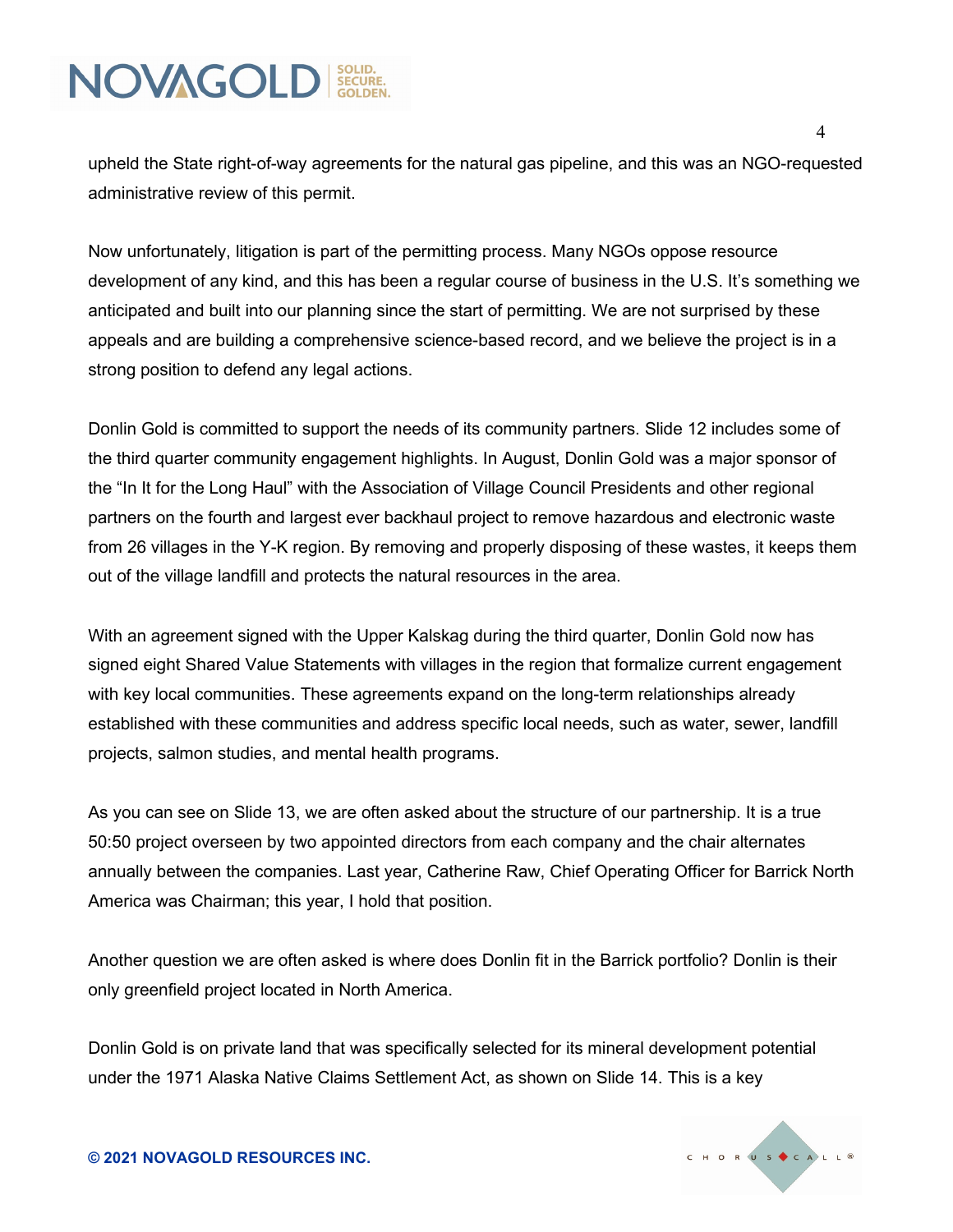upheld the State right-of-way agreements for the natural gas pipeline, and this was an NGO-requested administrative review of this permit.

Now unfortunately, litigation is part of the permitting process. Many NGOs oppose resource development of any kind, and this has been a regular course of business in the U.S. It's something we anticipated and built into our planning since the start of permitting. We are not surprised by these appeals and are building a comprehensive science-based record, and we believe the project is in a strong position to defend any legal actions.

Donlin Gold is committed to support the needs of its community partners. Slide 12 includes some of the third quarter community engagement highlights. In August, Donlin Gold was a major sponsor of the "In It for the Long Haul" with the Association of Village Council Presidents and other regional partners on the fourth and largest ever backhaul project to remove hazardous and electronic waste from 26 villages in the Y-K region. By removing and properly disposing of these wastes, it keeps them out of the village landfill and protects the natural resources in the area.

With an agreement signed with the Upper Kalskag during the third quarter, Donlin Gold now has signed eight Shared Value Statements with villages in the region that formalize current engagement with key local communities. These agreements expand on the long-term relationships already established with these communities and address specific local needs, such as water, sewer, landfill projects, salmon studies, and mental health programs.

As you can see on Slide 13, we are often asked about the structure of our partnership. It is a true 50:50 project overseen by two appointed directors from each company and the chair alternates annually between the companies. Last year, Catherine Raw, Chief Operating Officer for Barrick North America was Chairman; this year, I hold that position.

Another question we are often asked is where does Donlin fit in the Barrick portfolio? Donlin is their only greenfield project located in North America.

Donlin Gold is on private land that was specifically selected for its mineral development potential under the 1971 Alaska Native Claims Settlement Act, as shown on Slide 14. This is a key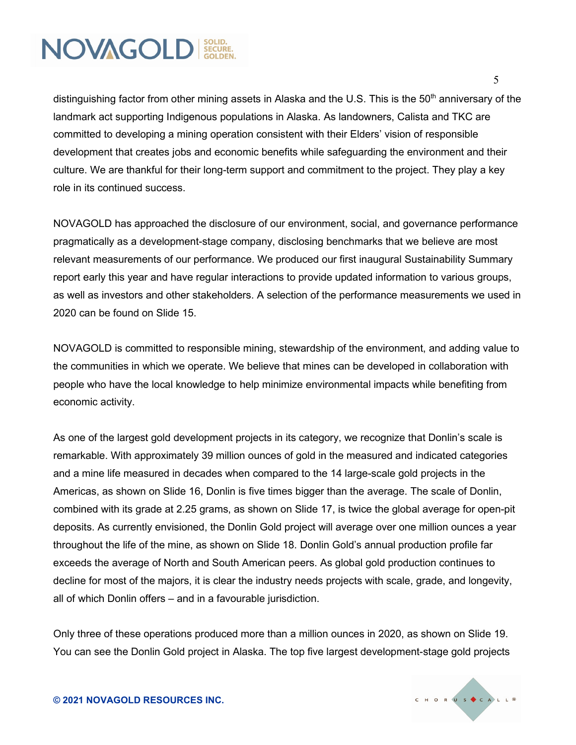distinguishing factor from other mining assets in Alaska and the U.S. This is the 50th anniversary of the landmark act supporting Indigenous populations in Alaska. As landowners, Calista and TKC are committed to developing a mining operation consistent with their Elders' vision of responsible development that creates jobs and economic benefits while safeguarding the environment and their culture. We are thankful for their long-term support and commitment to the project. They play a key role in its continued success.

NOVAGOLD has approached the disclosure of our environment, social, and governance performance pragmatically as a development-stage company, disclosing benchmarks that we believe are most relevant measurements of our performance. We produced our first inaugural Sustainability Summary report early this year and have regular interactions to provide updated information to various groups, as well as investors and other stakeholders. A selection of the performance measurements we used in 2020 can be found on Slide 15.

NOVAGOLD is committed to responsible mining, stewardship of the environment, and adding value to the communities in which we operate. We believe that mines can be developed in collaboration with people who have the local knowledge to help minimize environmental impacts while benefiting from economic activity.

As one of the largest gold development projects in its category, we recognize that Donlin's scale is remarkable. With approximately 39 million ounces of gold in the measured and indicated categories and a mine life measured in decades when compared to the 14 large-scale gold projects in the Americas, as shown on Slide 16, Donlin is five times bigger than the average. The scale of Donlin, combined with its grade at 2.25 grams, as shown on Slide 17, is twice the global average for open-pit deposits. As currently envisioned, the Donlin Gold project will average over one million ounces a year throughout the life of the mine, as shown on Slide 18. Donlin Gold's annual production profile far exceeds the average of North and South American peers. As global gold production continues to decline for most of the majors, it is clear the industry needs projects with scale, grade, and longevity, all of which Donlin offers – and in a favourable jurisdiction.

Only three of these operations produced more than a million ounces in 2020, as shown on Slide 19. You can see the Donlin Gold project in Alaska. The top five largest development-stage gold projects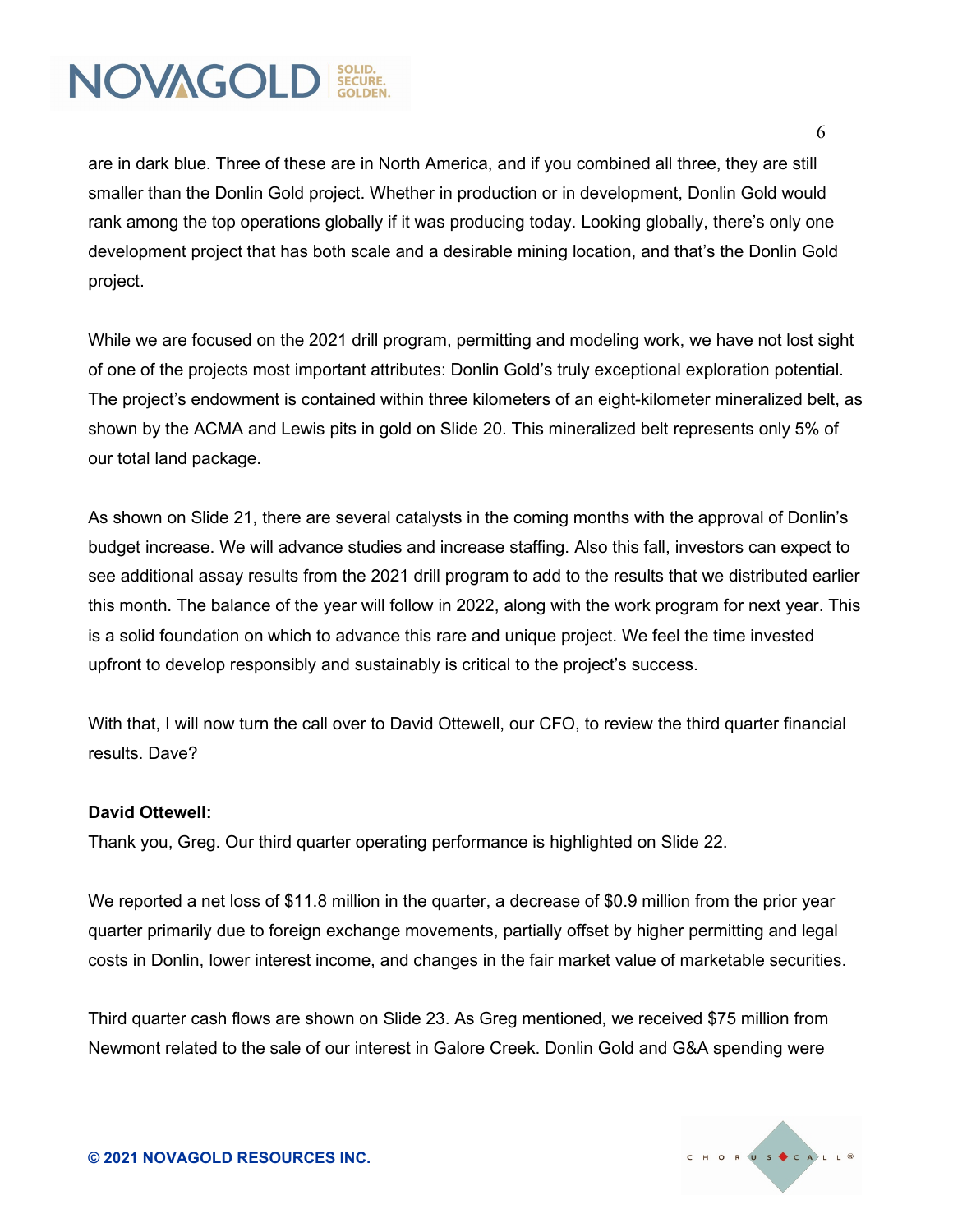are in dark blue. Three of these are in North America, and if you combined all three, they are still smaller than the Donlin Gold project. Whether in production or in development, Donlin Gold would rank among the top operations globally if it was producing today. Looking globally, there's only one development project that has both scale and a desirable mining location, and that's the Donlin Gold project.

While we are focused on the 2021 drill program, permitting and modeling work, we have not lost sight of one of the projects most important attributes: Donlin Gold's truly exceptional exploration potential. The project's endowment is contained within three kilometers of an eight-kilometer mineralized belt, as shown by the ACMA and Lewis pits in gold on Slide 20. This mineralized belt represents only 5% of our total land package.

As shown on Slide 21, there are several catalysts in the coming months with the approval of Donlin's budget increase. We will advance studies and increase staffing. Also this fall, investors can expect to see additional assay results from the 2021 drill program to add to the results that we distributed earlier this month. The balance of the year will follow in 2022, along with the work program for next year. This is a solid foundation on which to advance this rare and unique project. We feel the time invested upfront to develop responsibly and sustainably is critical to the project's success.

With that, I will now turn the call over to David Ottewell, our CFO, to review the third quarter financial results. Dave?

**David Ottewell:**
Thank you, Greg. Our third quarter operating performance is highlighted on Slide 22.

We reported a net loss of $11.8 million in the quarter, a decrease of $0.9 million from the prior year quarter primarily due to foreign exchange movements, partially offset by higher permitting and legal costs in Donlin, lower interest income, and changes in the fair market value of marketable securities.

Third quarter cash flows are shown on Slide 23. As Greg mentioned, we received $75 million from Newmont related to the sale of our interest in Galore Creek. Donlin Gold and G&A spending were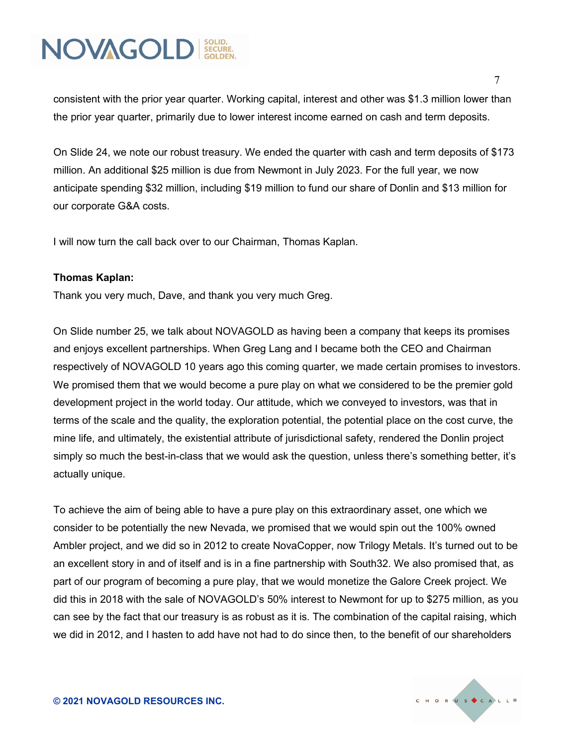consistent with the prior year quarter. Working capital, interest and other was $1.3 million lower than the prior year quarter, primarily due to lower interest income earned on cash and term deposits.

On Slide 24, we note our robust treasury. We ended the quarter with cash and term deposits of $173 million. An additional $25 million is due from Newmont in July 2023. For the full year, we now anticipate spending $32 million, including $19 million to fund our share of Donlin and $13 million for our corporate G&A costs.

I will now turn the call back over to our Chairman, Thomas Kaplan.

**Thomas Kaplan:**
Thank you very much, Dave, and thank you very much Greg.

On Slide number 25, we talk about NOVAGOLD as having been a company that keeps its promises and enjoys excellent partnerships. When Greg Lang and I became both the CEO and Chairman respectively of NOVAGOLD 10 years ago this coming quarter, we made certain promises to investors. We promised them that we would become a pure play on what we considered to be the premier gold development project in the world today. Our attitude, which we conveyed to investors, was that in terms of the scale and the quality, the exploration potential, the potential place on the cost curve, the mine life, and ultimately, the existential attribute of jurisdictional safety, rendered the Donlin project simply so much the best-in-class that we would ask the question, unless there's something better, it's actually unique.

To achieve the aim of being able to have a pure play on this extraordinary asset, one which we consider to be potentially the new Nevada, we promised that we would spin out the 100% owned Ambler project, and we did so in 2012 to create NovaCopper, now Trilogy Metals. It's turned out to be an excellent story in and of itself and is in a fine partnership with South32. We also promised that, as part of our program of becoming a pure play, that we would monetize the Galore Creek project. We did this in 2018 with the sale of NOVAGOLD's 50% interest to Newmont for up to $275 million, as you can see by the fact that our treasury is as robust as it is. The combination of the capital raising, which we did in 2012, and I hasten to add have not had to do since then, to the benefit of our shareholders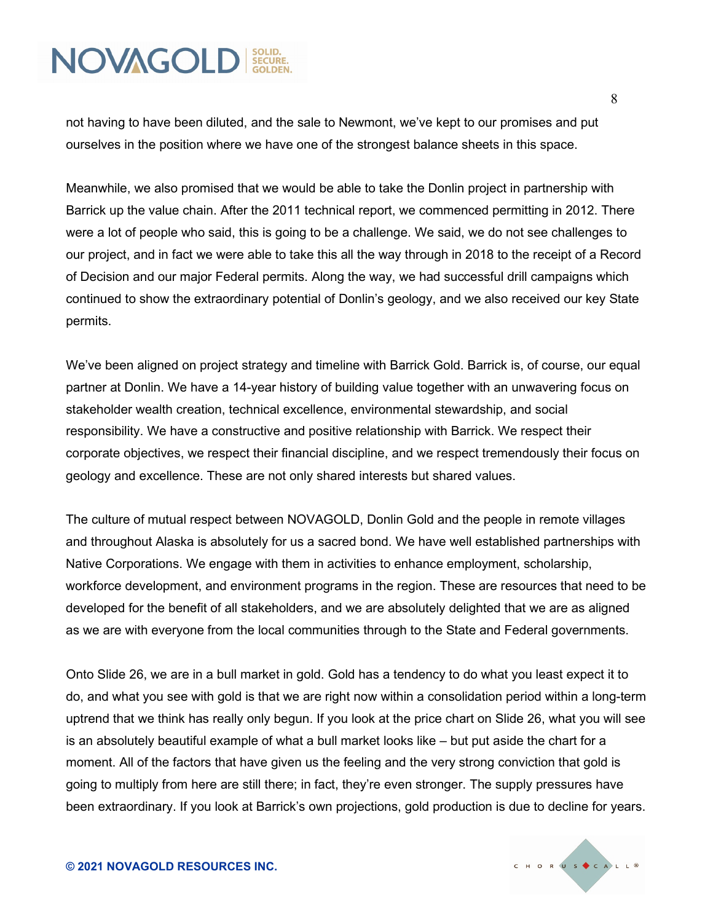not having to have been diluted, and the sale to Newmont, we've kept to our promises and put ourselves in the position where we have one of the strongest balance sheets in this space.

Meanwhile, we also promised that we would be able to take the Donlin project in partnership with Barrick up the value chain. After the 2011 technical report, we commenced permitting in 2012. There were a lot of people who said, this is going to be a challenge. We said, we do not see challenges to our project, and in fact we were able to take this all the way through in 2018 to the receipt of a Record of Decision and our major Federal permits. Along the way, we had successful drill campaigns which continued to show the extraordinary potential of Donlin's geology, and we also received our key State permits.

We've been aligned on project strategy and timeline with Barrick Gold. Barrick is, of course, our equal partner at Donlin. We have a 14-year history of building value together with an unwavering focus on stakeholder wealth creation, technical excellence, environmental stewardship, and social responsibility. We have a constructive and positive relationship with Barrick. We respect their corporate objectives, we respect their financial discipline, and we respect tremendously their focus on geology and excellence. These are not only shared interests but shared values.

The culture of mutual respect between NOVAGOLD, Donlin Gold and the people in remote villages and throughout Alaska is absolutely for us a sacred bond. We have well established partnerships with Native Corporations. We engage with them in activities to enhance employment, scholarship, workforce development, and environment programs in the region. These are resources that need to be developed for the benefit of all stakeholders, and we are absolutely delighted that we are as aligned as we are with everyone from the local communities through to the State and Federal governments.

Onto Slide 26, we are in a bull market in gold. Gold has a tendency to do what you least expect it to do, and what you see with gold is that we are right now within a consolidation period within a long-term uptrend that we think has really only begun. If you look at the price chart on Slide 26, what you will see is an absolutely beautiful example of what a bull market looks like – but put aside the chart for a moment. All of the factors that have given us the feeling and the very strong conviction that gold is going to multiply from here are still there; in fact, they're even stronger. The supply pressures have been extraordinary. If you look at Barrick's own projections, gold production is due to decline for years.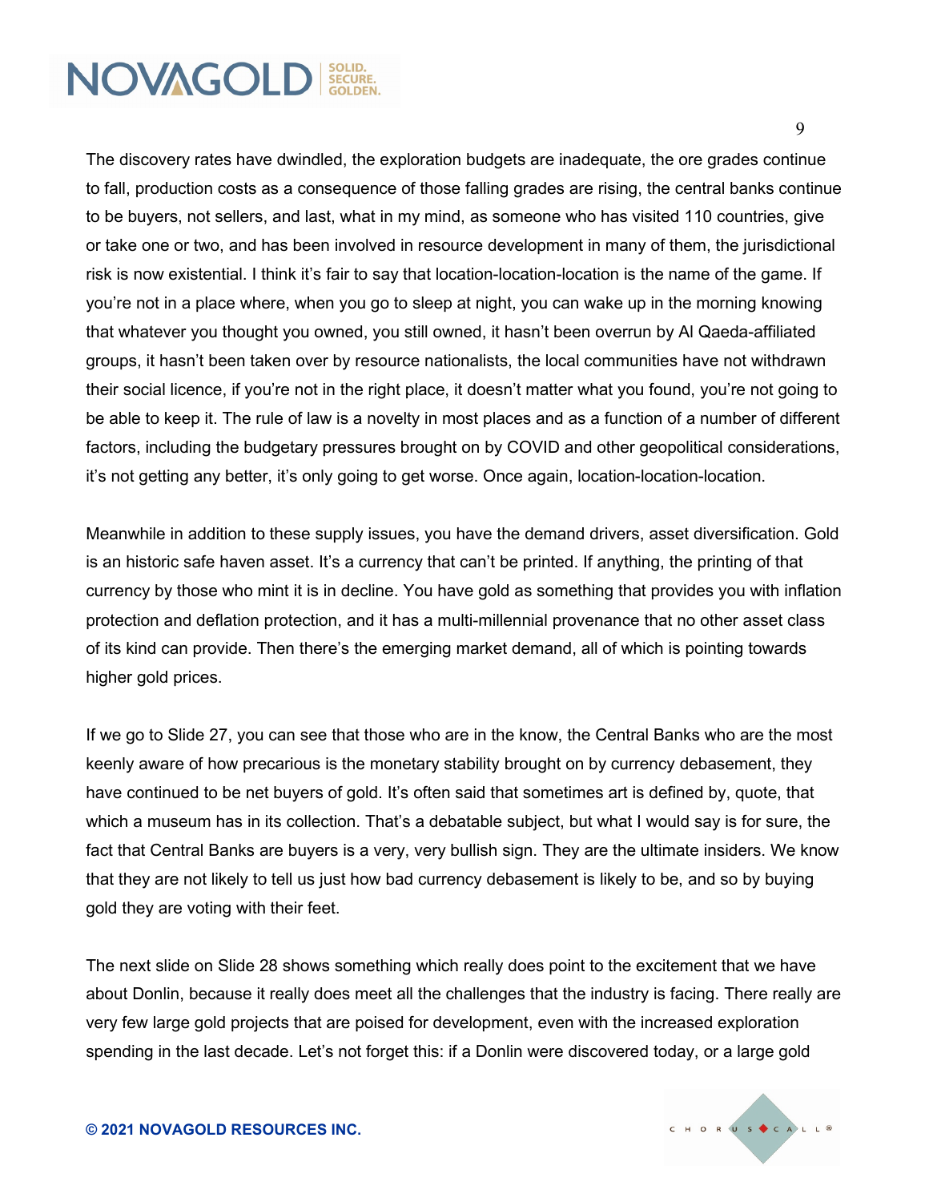The discovery rates have dwindled, the exploration budgets are inadequate, the ore grades continue to fall, production costs as a consequence of those falling grades are rising, the central banks continue to be buyers, not sellers, and last, what in my mind, as someone who has visited 110 countries, give or take one or two, and has been involved in resource development in many of them, the jurisdictional risk is now existential. I think it's fair to say that location-location-location is the name of the game. If you're not in a place where, when you go to sleep at night, you can wake up in the morning knowing that whatever you thought you owned, you still owned, it hasn't been overrun by Al Qaeda-affiliated groups, it hasn't been taken over by resource nationalists, the local communities have not withdrawn their social licence, if you're not in the right place, it doesn't matter what you found, you're not going to be able to keep it. The rule of law is a novelty in most places and as a function of a number of different factors, including the budgetary pressures brought on by COVID and other geopolitical considerations, it's not getting any better, it's only going to get worse. Once again, location-location-location.

Meanwhile in addition to these supply issues, you have the demand drivers, asset diversification. Gold is an historic safe haven asset. It's a currency that can't be printed. If anything, the printing of that currency by those who mint it is in decline. You have gold as something that provides you with inflation protection and deflation protection, and it has a multi-millennial provenance that no other asset class of its kind can provide. Then there's the emerging market demand, all of which is pointing towards higher gold prices.

If we go to Slide 27, you can see that those who are in the know, the Central Banks who are the most keenly aware of how precarious is the monetary stability brought on by currency debasement, they have continued to be net buyers of gold. It's often said that sometimes art is defined by, quote, that which a museum has in its collection. That's a debatable subject, but what I would say is for sure, the fact that Central Banks are buyers is a very, very bullish sign. They are the ultimate insiders. We know that they are not likely to tell us just how bad currency debasement is likely to be, and so by buying gold they are voting with their feet.

The next slide on Slide 28 shows something which really does point to the excitement that we have about Donlin, because it really does meet all the challenges that the industry is facing. There really are very few large gold projects that are poised for development, even with the increased exploration spending in the last decade. Let's not forget this: if a Donlin were discovered today, or a large gold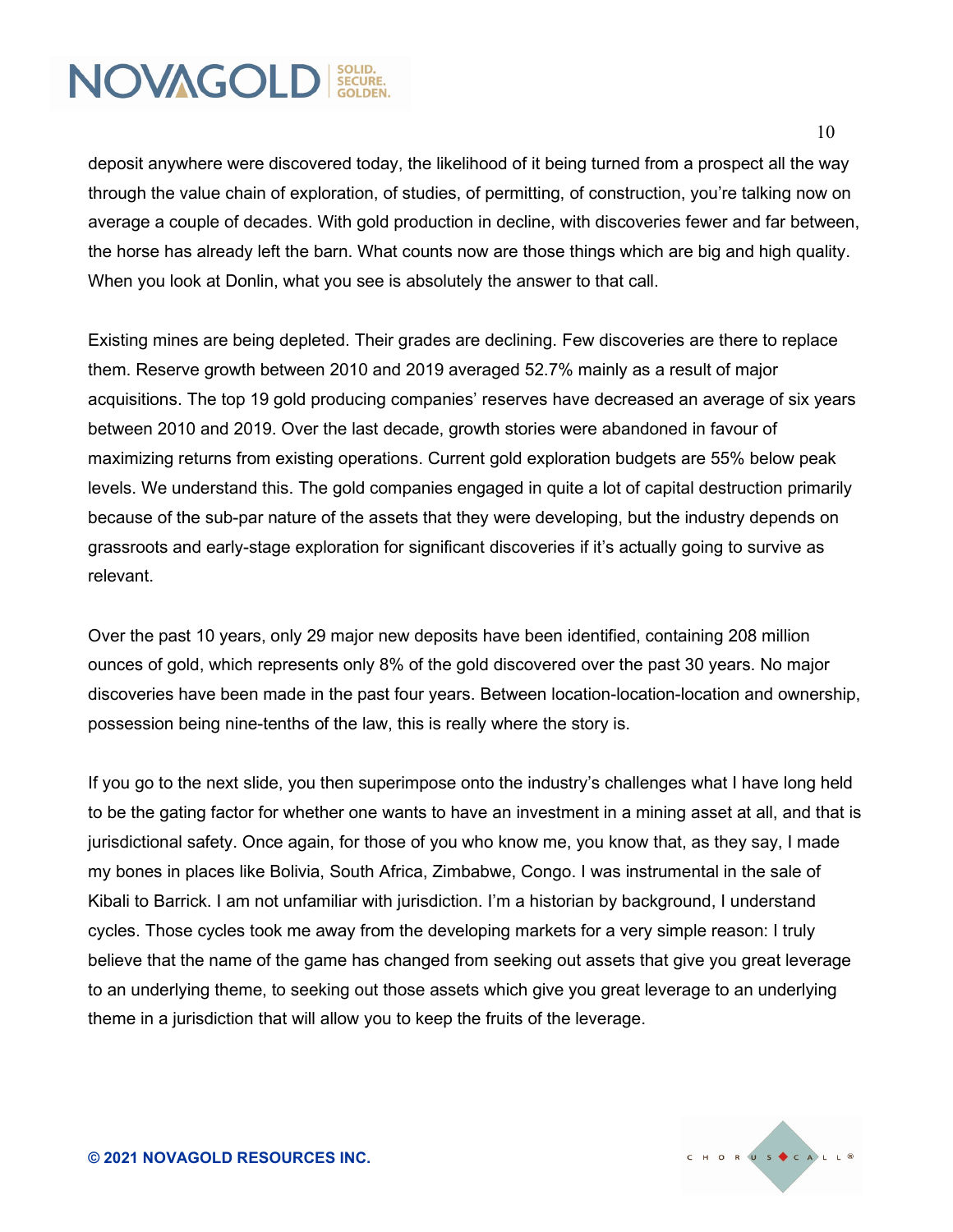deposit anywhere were discovered today, the likelihood of it being turned from a prospect all the way through the value chain of exploration, of studies, of permitting, of construction, you're talking now on average a couple of decades. With gold production in decline, with discoveries fewer and far between, the horse has already left the barn. What counts now are those things which are big and high quality. When you look at Donlin, what you see is absolutely the answer to that call.

Existing mines are being depleted. Their grades are declining. Few discoveries are there to replace them. Reserve growth between 2010 and 2019 averaged 52.7% mainly as a result of major acquisitions. The top 19 gold producing companies' reserves have decreased an average of six years between 2010 and 2019. Over the last decade, growth stories were abandoned in favour of maximizing returns from existing operations. Current gold exploration budgets are 55% below peak levels. We understand this. The gold companies engaged in quite a lot of capital destruction primarily because of the sub-par nature of the assets that they were developing, but the industry depends on grassroots and early-stage exploration for significant discoveries if it's actually going to survive as relevant.

Over the past 10 years, only 29 major new deposits have been identified, containing 208 million ounces of gold, which represents only 8% of the gold discovered over the past 30 years. No major discoveries have been made in the past four years. Between location-location-location and ownership, possession being nine-tenths of the law, this is really where the story is.

If you go to the next slide, you then superimpose onto the industry's challenges what I have long held to be the gating factor for whether one wants to have an investment in a mining asset at all, and that is jurisdictional safety. Once again, for those of you who know me, you know that, as they say, I made my bones in places like Bolivia, South Africa, Zimbabwe, Congo. I was instrumental in the sale of Kibali to Barrick. I am not unfamiliar with jurisdiction. I'm a historian by background, I understand cycles. Those cycles took me away from the developing markets for a very simple reason: I truly believe that the name of the game has changed from seeking out assets that give you great leverage to an underlying theme, to seeking out those assets which give you great leverage to an underlying theme in a jurisdiction that will allow you to keep the fruits of the leverage.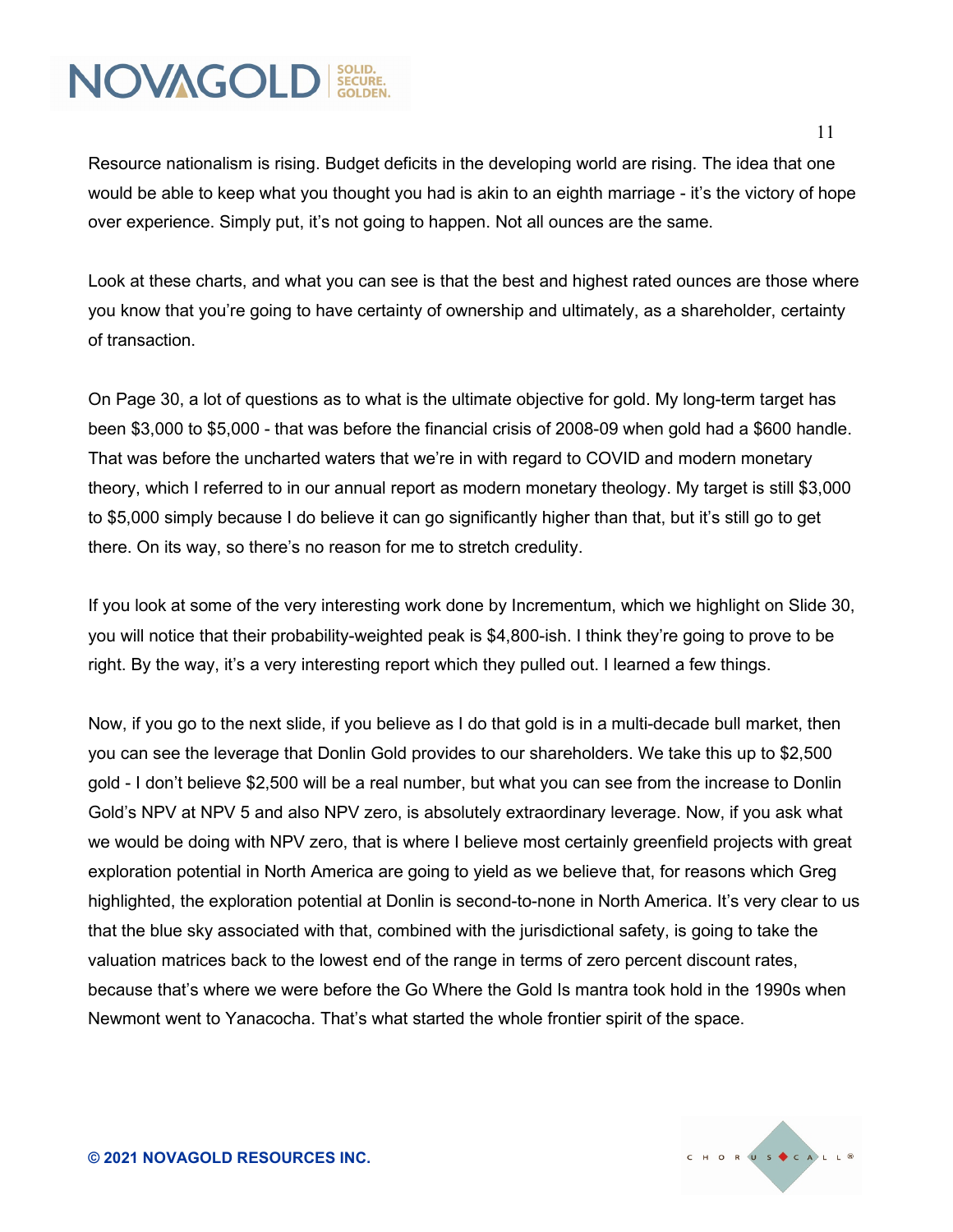Resource nationalism is rising. Budget deficits in the developing world are rising. The idea that one would be able to keep what you thought you had is akin to an eighth marriage - it's the victory of hope over experience. Simply put, it's not going to happen. Not all ounces are the same.

Look at these charts, and what you can see is that the best and highest rated ounces are those where you know that you're going to have certainty of ownership and ultimately, as a shareholder, certainty of transaction.

On Page 30, a lot of questions as to what is the ultimate objective for gold. My long-term target has been $3,000 to $5,000 - that was before the financial crisis of 2008-09 when gold had a $600 handle. That was before the uncharted waters that we're in with regard to COVID and modern monetary theory, which I referred to in our annual report as modern monetary theology. My target is still $3,000 to $5,000 simply because I do believe it can go significantly higher than that, but it's still go to get there. On its way, so there's no reason for me to stretch credulity.

If you look at some of the very interesting work done by Incrementum, which we highlight on Slide 30, you will notice that their probability-weighted peak is $4,800-ish. I think they're going to prove to be right. By the way, it's a very interesting report which they pulled out. I learned a few things.

Now, if you go to the next slide, if you believe as I do that gold is in a multi-decade bull market, then you can see the leverage that Donlin Gold provides to our shareholders. We take this up to $2,500 gold - I don't believe $2,500 will be a real number, but what you can see from the increase to Donlin Gold's NPV at NPV 5 and also NPV zero, is absolutely extraordinary leverage. Now, if you ask what we would be doing with NPV zero, that is where I believe most certainly greenfield projects with great exploration potential in North America are going to yield as we believe that, for reasons which Greg highlighted, the exploration potential at Donlin is second-to-none in North America. It's very clear to us that the blue sky associated with that, combined with the jurisdictional safety, is going to take the valuation matrices back to the lowest end of the range in terms of zero percent discount rates, because that's where we were before the Go Where the Gold Is mantra took hold in the 1990s when Newmont went to Yanacocha. That's what started the whole frontier spirit of the space.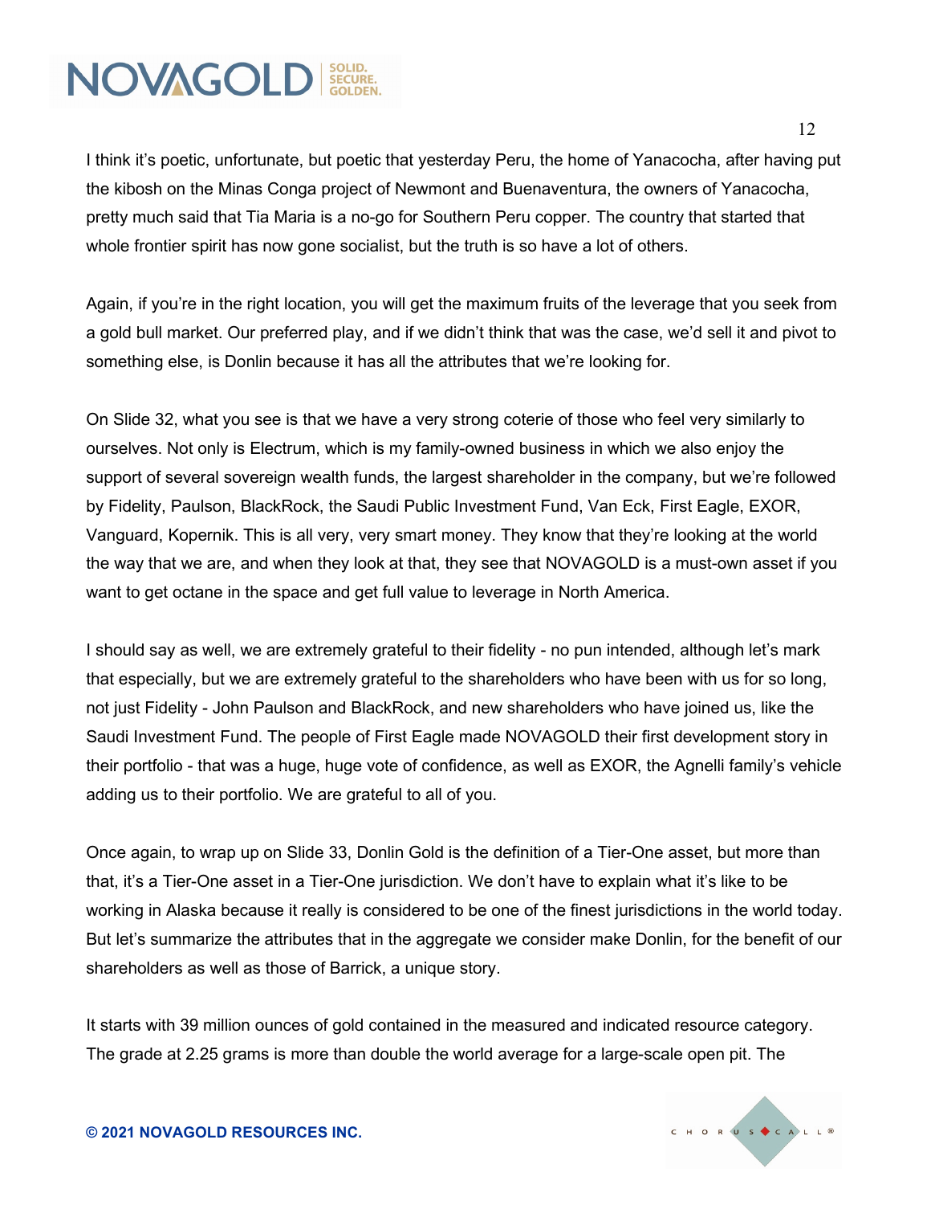I think it's poetic, unfortunate, but poetic that yesterday Peru, the home of Yanacocha, after having put the kibosh on the Minas Conga project of Newmont and Buenaventura, the owners of Yanacocha, pretty much said that Tia Maria is a no-go for Southern Peru copper. The country that started that whole frontier spirit has now gone socialist, but the truth is so have a lot of others.

Again, if you're in the right location, you will get the maximum fruits of the leverage that you seek from a gold bull market. Our preferred play, and if we didn't think that was the case, we'd sell it and pivot to something else, is Donlin because it has all the attributes that we're looking for.

On Slide 32, what you see is that we have a very strong coterie of those who feel very similarly to ourselves. Not only is Electrum, which is my family-owned business in which we also enjoy the support of several sovereign wealth funds, the largest shareholder in the company, but we're followed by Fidelity, Paulson, BlackRock, the Saudi Public Investment Fund, Van Eck, First Eagle, EXOR, Vanguard, Kopernik. This is all very, very smart money. They know that they're looking at the world the way that we are, and when they look at that, they see that NOVAGOLD is a must-own asset if you want to get octane in the space and get full value to leverage in North America.

I should say as well, we are extremely grateful to their fidelity - no pun intended, although let's mark that especially, but we are extremely grateful to the shareholders who have been with us for so long, not just Fidelity - John Paulson and BlackRock, and new shareholders who have joined us, like the Saudi Investment Fund. The people of First Eagle made NOVAGOLD their first development story in their portfolio - that was a huge, huge vote of confidence, as well as EXOR, the Agnelli family's vehicle adding us to their portfolio. We are grateful to all of you.

Once again, to wrap up on Slide 33, Donlin Gold is the definition of a Tier-One asset, but more than that, it's a Tier-One asset in a Tier-One jurisdiction. We don't have to explain what it's like to be working in Alaska because it really is considered to be one of the finest jurisdictions in the world today. But let's summarize the attributes that in the aggregate we consider make Donlin, for the benefit of our shareholders as well as those of Barrick, a unique story.

It starts with 39 million ounces of gold contained in the measured and indicated resource category. The grade at 2.25 grams is more than double the world average for a large-scale open pit. The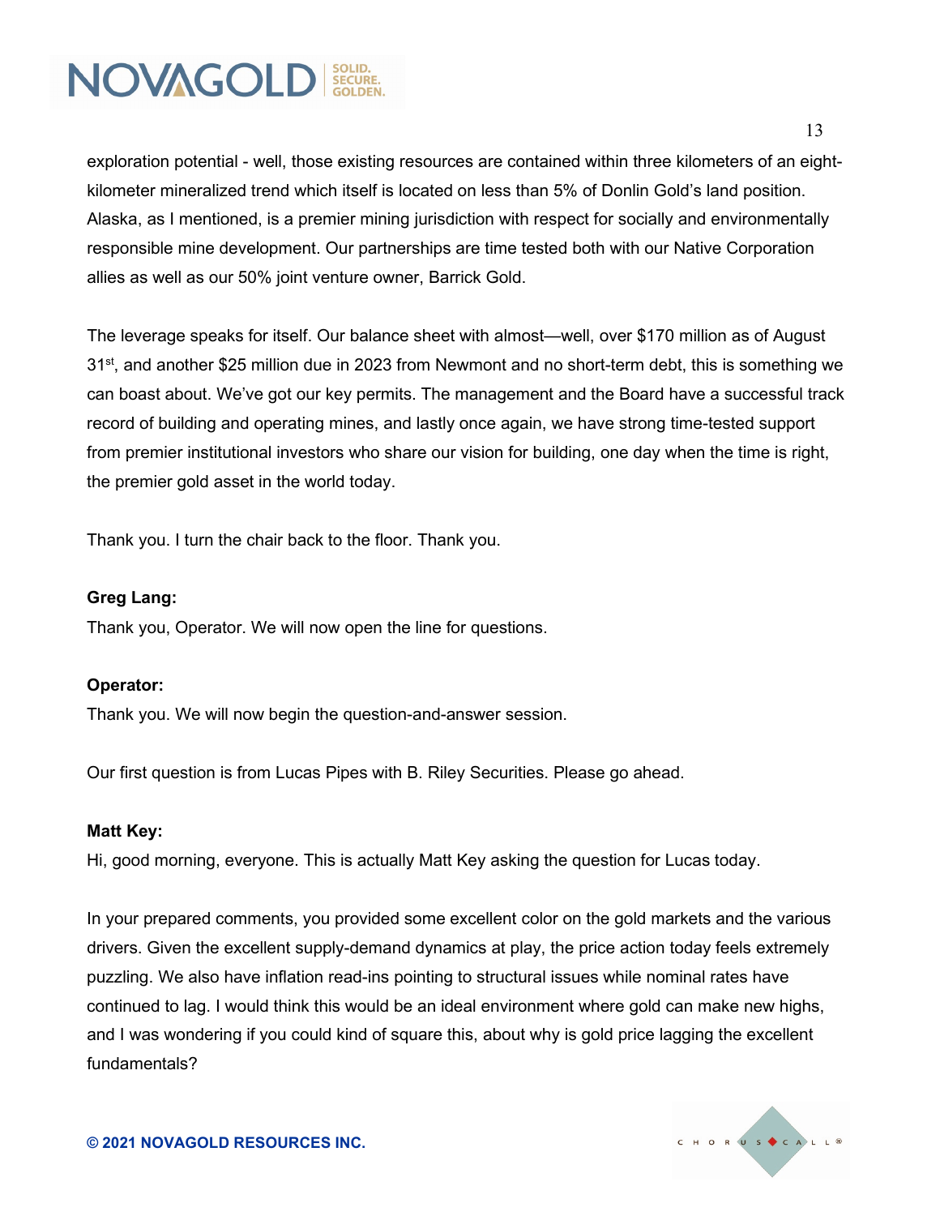exploration potential - well, those existing resources are contained within three kilometers of an eight-kilometer mineralized trend which itself is located on less than 5% of Donlin Gold's land position. Alaska, as I mentioned, is a premier mining jurisdiction with respect for socially and environmentally responsible mine development. Our partnerships are time tested both with our Native Corporation allies as well as our 50% joint venture owner, Barrick Gold.

The leverage speaks for itself. Our balance sheet with almost—well, over $170 million as of August 31st, and another $25 million due in 2023 from Newmont and no short-term debt, this is something we can boast about. We've got our key permits. The management and the Board have a successful track record of building and operating mines, and lastly once again, we have strong time-tested support from premier institutional investors who share our vision for building, one day when the time is right, the premier gold asset in the world today.

Thank you. I turn the chair back to the floor. Thank you.

**Greg Lang:**
Thank you, Operator. We will now open the line for questions.

**Operator:**
Thank you. We will now begin the question-and-answer session.

Our first question is from Lucas Pipes with B. Riley Securities. Please go ahead.

**Matt Key:**
Hi, good morning, everyone. This is actually Matt Key asking the question for Lucas today.

In your prepared comments, you provided some excellent color on the gold markets and the various drivers. Given the excellent supply-demand dynamics at play, the price action today feels extremely puzzling. We also have inflation read-ins pointing to structural issues while nominal rates have continued to lag. I would think this would be an ideal environment where gold can make new highs, and I was wondering if you could kind of square this, about why is gold price lagging the excellent fundamentals?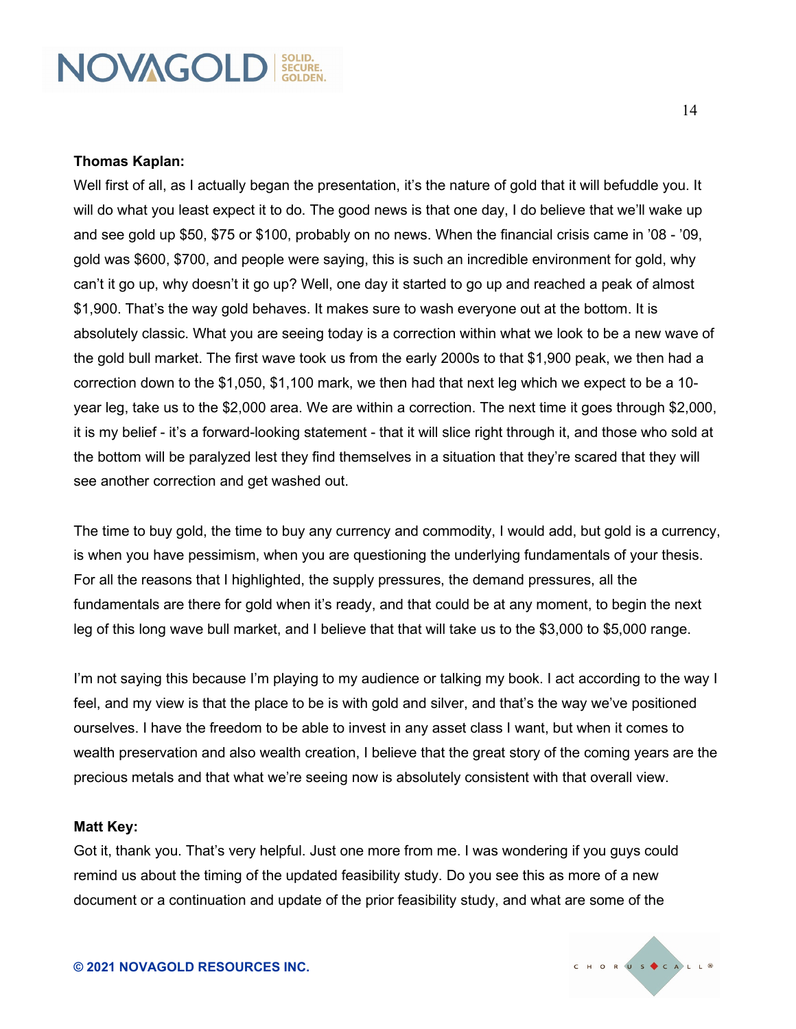**Thomas Kaplan:**

Well first of all, as I actually began the presentation, it's the nature of gold that it will befuddle you. It will do what you least expect it to do. The good news is that one day, I do believe that we'll wake up and see gold up $50, $75 or $100, probably on no news. When the financial crisis came in '08 - '09, gold was $600, $700, and people were saying, this is such an incredible environment for gold, why can't it go up, why doesn't it go up? Well, one day it started to go up and reached a peak of almost $1,900. That's the way gold behaves. It makes sure to wash everyone out at the bottom. It is absolutely classic. What you are seeing today is a correction within what we look to be a new wave of the gold bull market. The first wave took us from the early 2000s to that $1,900 peak, we then had a correction down to the $1,050, $1,100 mark, we then had that next leg which we expect to be a 10-year leg, take us to the $2,000 area. We are within a correction. The next time it goes through $2,000, it is my belief - it's a forward-looking statement - that it will slice right through it, and those who sold at the bottom will be paralyzed lest they find themselves in a situation that they're scared that they will see another correction and get washed out.

The time to buy gold, the time to buy any currency and commodity, I would add, but gold is a currency, is when you have pessimism, when you are questioning the underlying fundamentals of your thesis. For all the reasons that I highlighted, the supply pressures, the demand pressures, all the fundamentals are there for gold when it's ready, and that could be at any moment, to begin the next leg of this long wave bull market, and I believe that that will take us to the $3,000 to $5,000 range.

I'm not saying this because I'm playing to my audience or talking my book. I act according to the way I feel, and my view is that the place to be is with gold and silver, and that's the way we've positioned ourselves. I have the freedom to be able to invest in any asset class I want, but when it comes to wealth preservation and also wealth creation, I believe that the great story of the coming years are the precious metals and that what we're seeing now is absolutely consistent with that overall view.

**Matt Key:**

Got it, thank you. That's very helpful. Just one more from me. I was wondering if you guys could remind us about the timing of the updated feasibility study. Do you see this as more of a new document or a continuation and update of the prior feasibility study, and what are some of the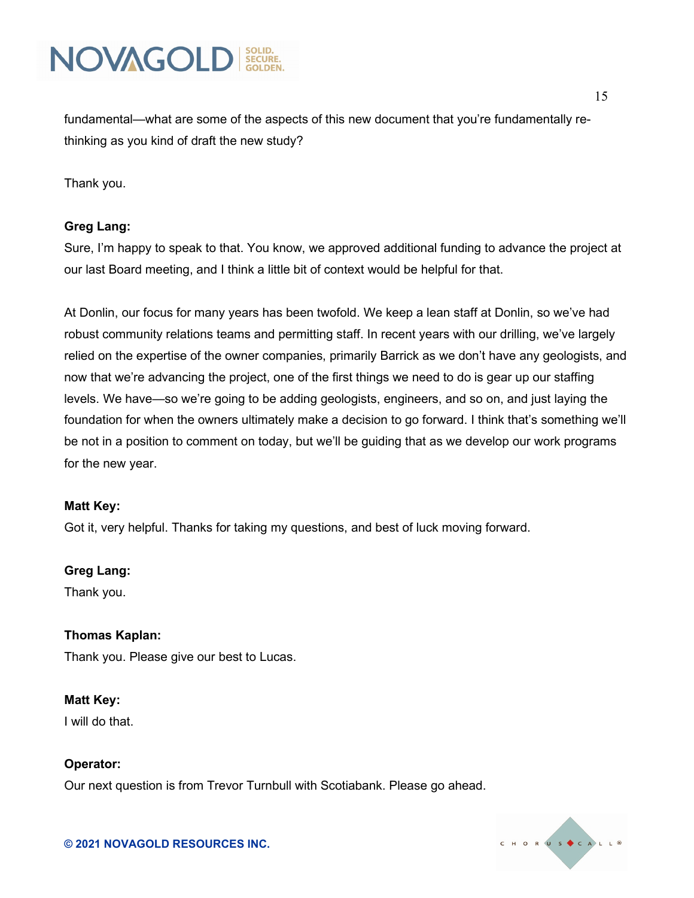fundamental—what are some of the aspects of this new document that you're fundamentally re-thinking as you kind of draft the new study?

Thank you.

**Greg Lang:**
Sure, I'm happy to speak to that. You know, we approved additional funding to advance the project at our last Board meeting, and I think a little bit of context would be helpful for that.

At Donlin, our focus for many years has been twofold. We keep a lean staff at Donlin, so we've had robust community relations teams and permitting staff. In recent years with our drilling, we've largely relied on the expertise of the owner companies, primarily Barrick as we don't have any geologists, and now that we're advancing the project, one of the first things we need to do is gear up our staffing levels. We have—so we're going to be adding geologists, engineers, and so on, and just laying the foundation for when the owners ultimately make a decision to go forward. I think that's something we'll be not in a position to comment on today, but we'll be guiding that as we develop our work programs for the new year.

**Matt Key:**
Got it, very helpful. Thanks for taking my questions, and best of luck moving forward.

**Greg Lang:**
Thank you.

**Thomas Kaplan:**
Thank you. Please give our best to Lucas.

**Matt Key:**
I will do that.

**Operator:**
Our next question is from Trevor Turnbull with Scotiabank. Please go ahead.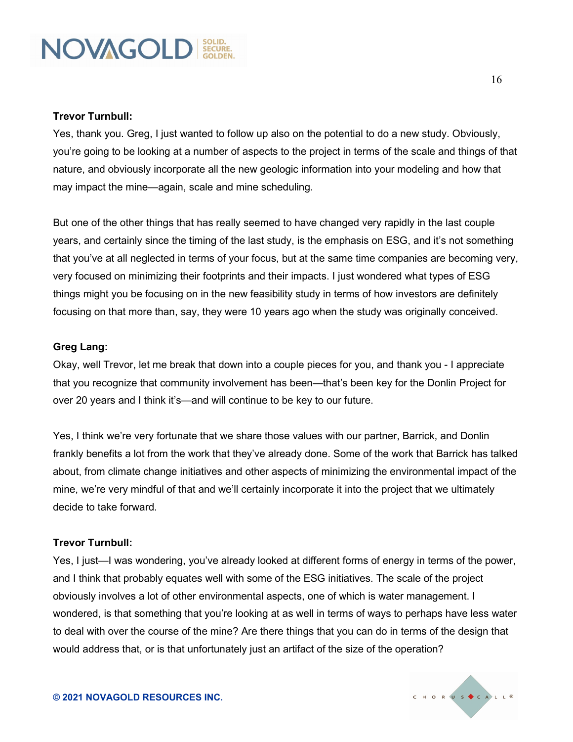**Trevor Turnbull:**

Yes, thank you. Greg, I just wanted to follow up also on the potential to do a new study. Obviously, you're going to be looking at a number of aspects to the project in terms of the scale and things of that nature, and obviously incorporate all the new geologic information into your modeling and how that may impact the mine—again, scale and mine scheduling.

But one of the other things that has really seemed to have changed very rapidly in the last couple years, and certainly since the timing of the last study, is the emphasis on ESG, and it's not something that you've at all neglected in terms of your focus, but at the same time companies are becoming very, very focused on minimizing their footprints and their impacts. I just wondered what types of ESG things might you be focusing on in the new feasibility study in terms of how investors are definitely focusing on that more than, say, they were 10 years ago when the study was originally conceived.

**Greg Lang:**

Okay, well Trevor, let me break that down into a couple pieces for you, and thank you - I appreciate that you recognize that community involvement has been—that's been key for the Donlin Project for over 20 years and I think it's—and will continue to be key to our future.

Yes, I think we're very fortunate that we share those values with our partner, Barrick, and Donlin frankly benefits a lot from the work that they've already done. Some of the work that Barrick has talked about, from climate change initiatives and other aspects of minimizing the environmental impact of the mine, we're very mindful of that and we'll certainly incorporate it into the project that we ultimately decide to take forward.

**Trevor Turnbull:**

Yes, I just—I was wondering, you've already looked at different forms of energy in terms of the power, and I think that probably equates well with some of the ESG initiatives. The scale of the project obviously involves a lot of other environmental aspects, one of which is water management. I wondered, is that something that you're looking at as well in terms of ways to perhaps have less water to deal with over the course of the mine? Are there things that you can do in terms of the design that would address that, or is that unfortunately just an artifact of the size of the operation?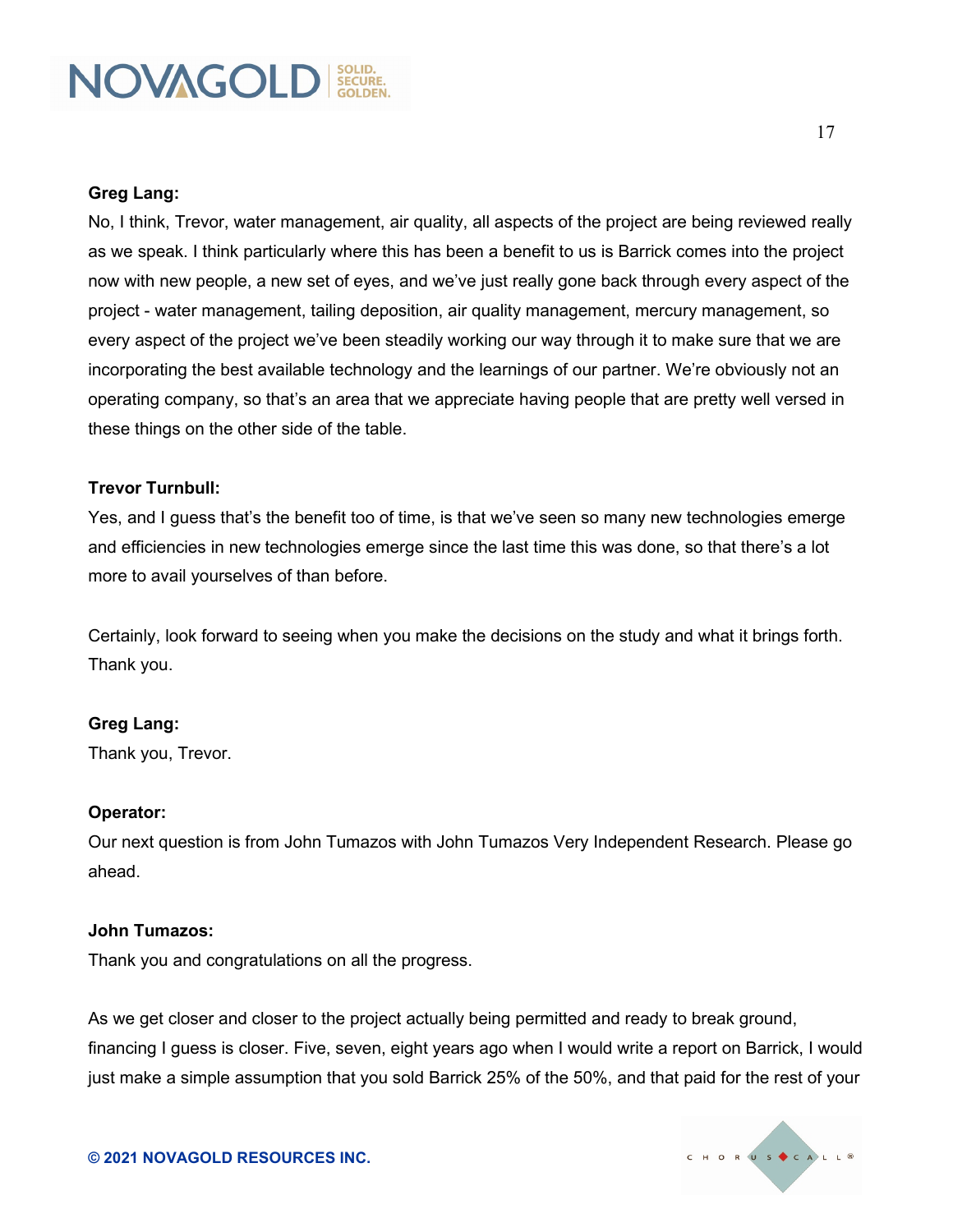**Greg Lang:**
No, I think, Trevor, water management, air quality, all aspects of the project are being reviewed really as we speak. I think particularly where this has been a benefit to us is Barrick comes into the project now with new people, a new set of eyes, and we've just really gone back through every aspect of the project - water management, tailing deposition, air quality management, mercury management, so every aspect of the project we've been steadily working our way through it to make sure that we are incorporating the best available technology and the learnings of our partner. We're obviously not an operating company, so that's an area that we appreciate having people that are pretty well versed in these things on the other side of the table.

**Trevor Turnbull:**
Yes, and I guess that's the benefit too of time, is that we've seen so many new technologies emerge and efficiencies in new technologies emerge since the last time this was done, so that there's a lot more to avail yourselves of than before.

Certainly, look forward to seeing when you make the decisions on the study and what it brings forth. Thank you.

**Greg Lang:**
Thank you, Trevor.

**Operator:**
Our next question is from John Tumazos with John Tumazos Very Independent Research. Please go ahead.

**John Tumazos:**
Thank you and congratulations on all the progress.

As we get closer and closer to the project actually being permitted and ready to break ground, financing I guess is closer. Five, seven, eight years ago when I would write a report on Barrick, I would just make a simple assumption that you sold Barrick 25% of the 50%, and that paid for the rest of your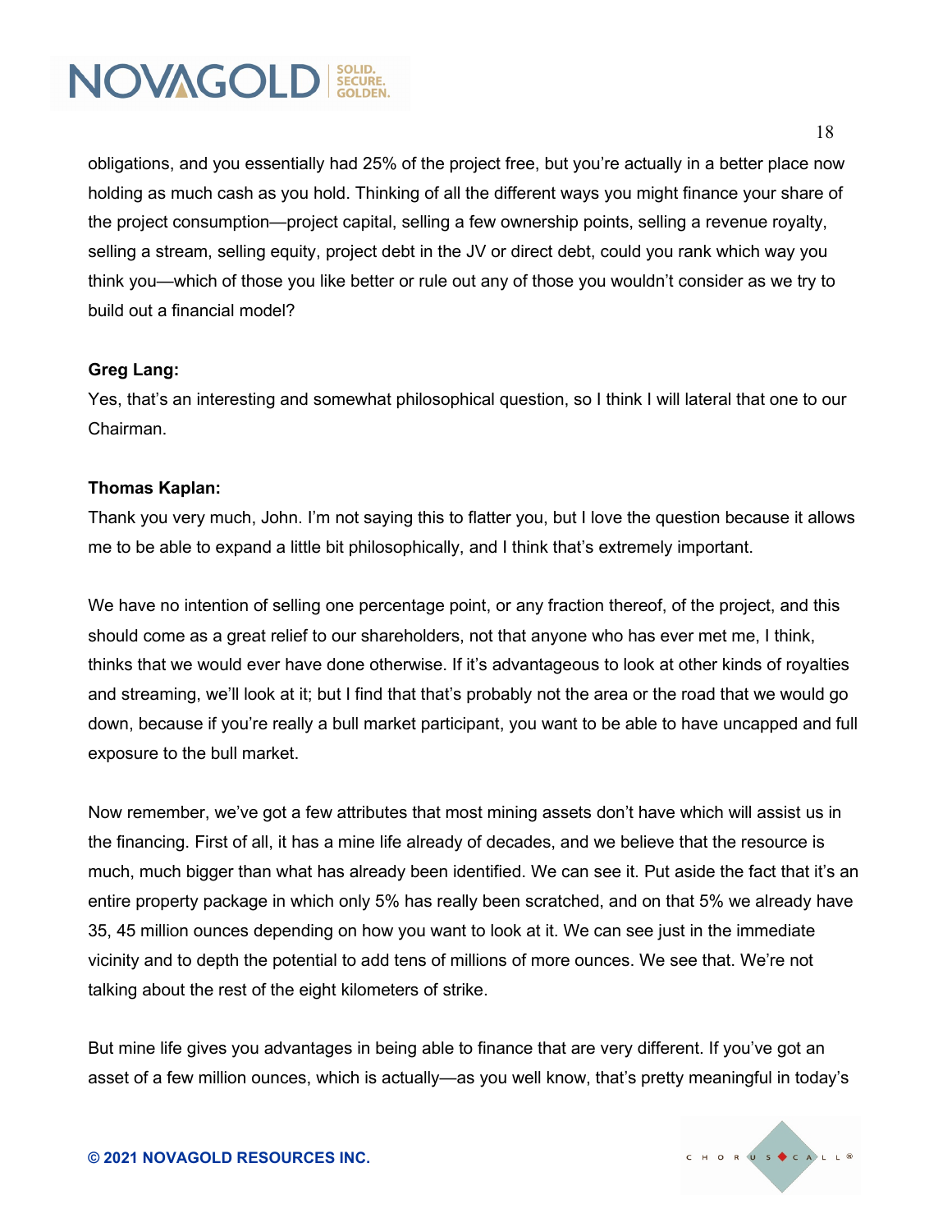obligations, and you essentially had 25% of the project free, but you're actually in a better place now holding as much cash as you hold. Thinking of all the different ways you might finance your share of the project consumption—project capital, selling a few ownership points, selling a revenue royalty, selling a stream, selling equity, project debt in the JV or direct debt, could you rank which way you think you—which of those you like better or rule out any of those you wouldn't consider as we try to build out a financial model?

**Greg Lang:**
Yes, that's an interesting and somewhat philosophical question, so I think I will lateral that one to our Chairman.

**Thomas Kaplan:**
Thank you very much, John. I'm not saying this to flatter you, but I love the question because it allows me to be able to expand a little bit philosophically, and I think that's extremely important.

We have no intention of selling one percentage point, or any fraction thereof, of the project, and this should come as a great relief to our shareholders, not that anyone who has ever met me, I think, thinks that we would ever have done otherwise. If it's advantageous to look at other kinds of royalties and streaming, we'll look at it; but I find that that's probably not the area or the road that we would go down, because if you're really a bull market participant, you want to be able to have uncapped and full exposure to the bull market.

Now remember, we've got a few attributes that most mining assets don't have which will assist us in the financing. First of all, it has a mine life already of decades, and we believe that the resource is much, much bigger than what has already been identified. We can see it. Put aside the fact that it's an entire property package in which only 5% has really been scratched, and on that 5% we already have 35, 45 million ounces depending on how you want to look at it. We can see just in the immediate vicinity and to depth the potential to add tens of millions of more ounces. We see that. We're not talking about the rest of the eight kilometers of strike.

But mine life gives you advantages in being able to finance that are very different. If you've got an asset of a few million ounces, which is actually—as you well know, that's pretty meaningful in today's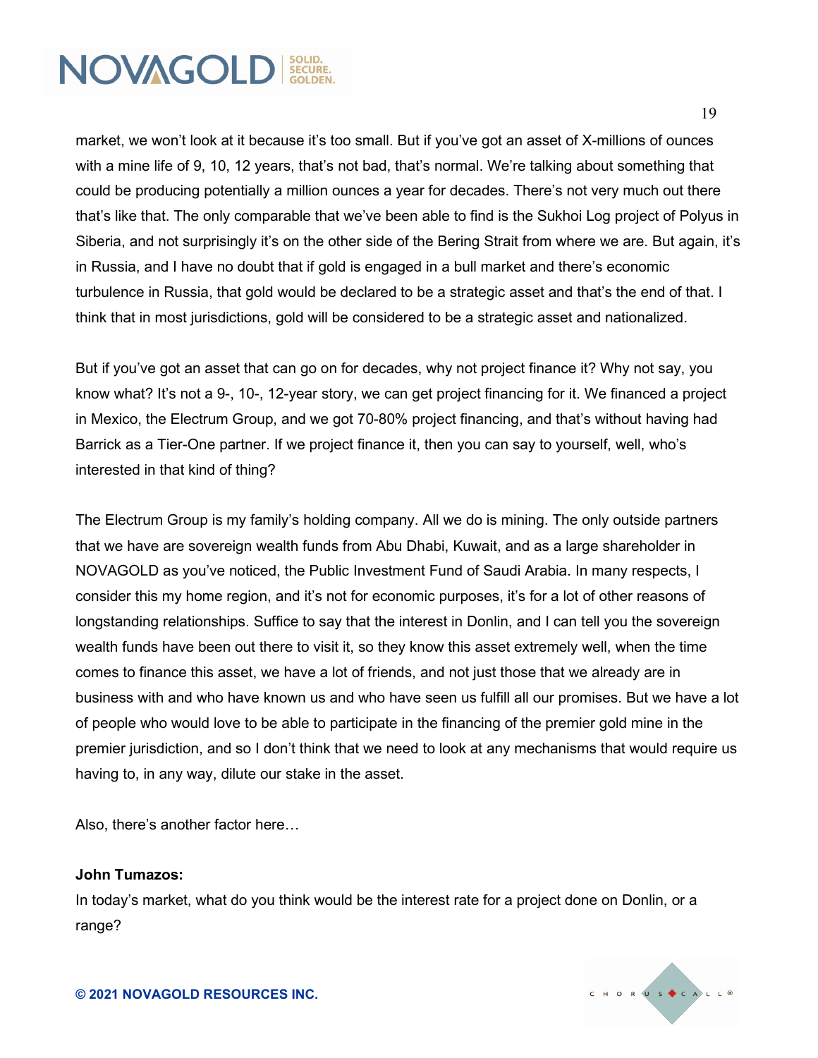market, we won't look at it because it's too small. But if you've got an asset of X-millions of ounces with a mine life of 9, 10, 12 years, that's not bad, that's normal. We're talking about something that could be producing potentially a million ounces a year for decades. There's not very much out there that's like that. The only comparable that we've been able to find is the Sukhoi Log project of Polyus in Siberia, and not surprisingly it's on the other side of the Bering Strait from where we are. But again, it's in Russia, and I have no doubt that if gold is engaged in a bull market and there's economic turbulence in Russia, that gold would be declared to be a strategic asset and that's the end of that. I think that in most jurisdictions, gold will be considered to be a strategic asset and nationalized.

But if you've got an asset that can go on for decades, why not project finance it? Why not say, you know what? It's not a 9-, 10-, 12-year story, we can get project financing for it. We financed a project in Mexico, the Electrum Group, and we got 70-80% project financing, and that's without having had Barrick as a Tier-One partner. If we project finance it, then you can say to yourself, well, who's interested in that kind of thing?

The Electrum Group is my family's holding company. All we do is mining. The only outside partners that we have are sovereign wealth funds from Abu Dhabi, Kuwait, and as a large shareholder in NOVAGOLD as you've noticed, the Public Investment Fund of Saudi Arabia. In many respects, I consider this my home region, and it's not for economic purposes, it's for a lot of other reasons of longstanding relationships. Suffice to say that the interest in Donlin, and I can tell you the sovereign wealth funds have been out there to visit it, so they know this asset extremely well, when the time comes to finance this asset, we have a lot of friends, and not just those that we already are in business with and who have known us and who have seen us fulfill all our promises. But we have a lot of people who would love to be able to participate in the financing of the premier gold mine in the premier jurisdiction, and so I don't think that we need to look at any mechanisms that would require us having to, in any way, dilute our stake in the asset.

Also, there's another factor here…

**John Tumazos:**
In today's market, what do you think would be the interest rate for a project done on Donlin, or a range?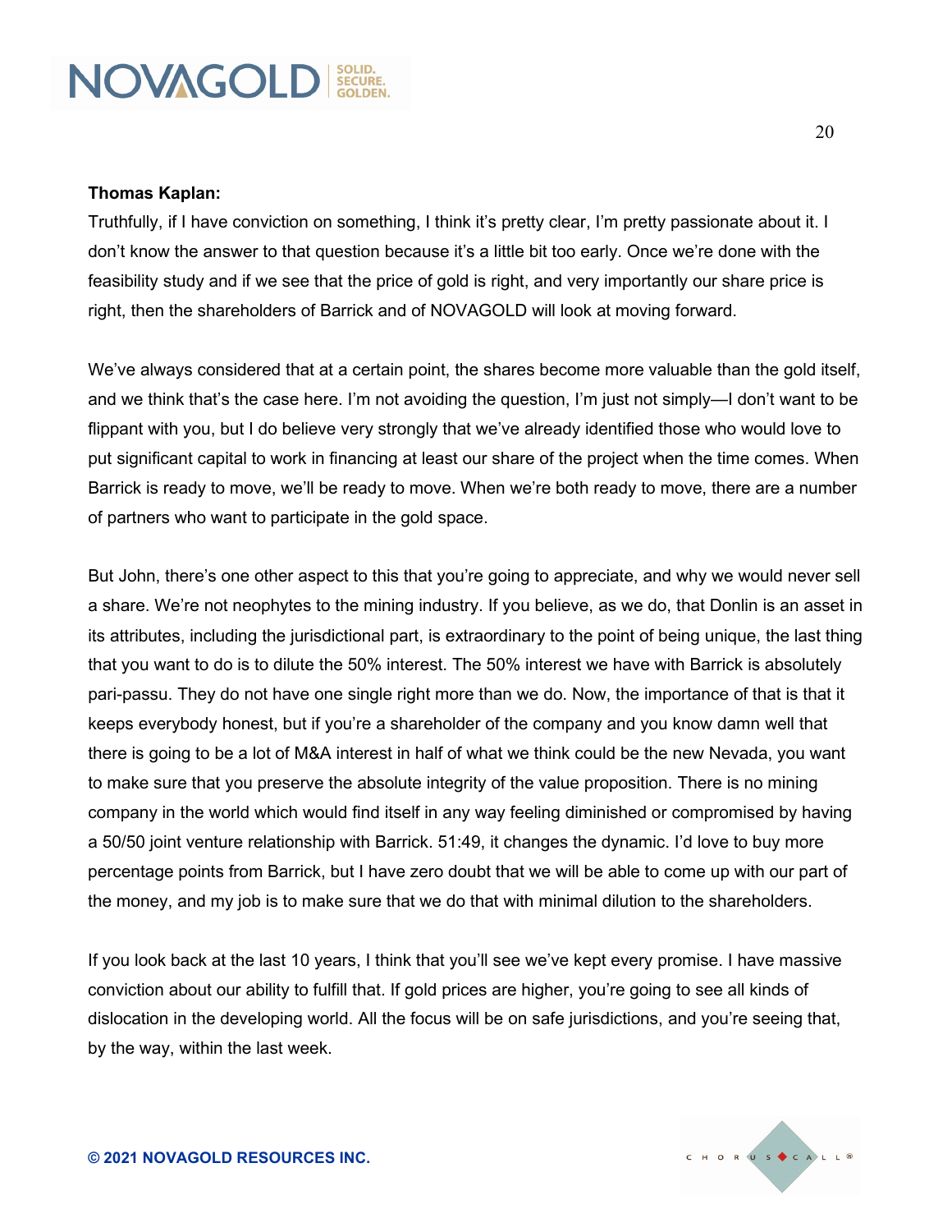**Thomas Kaplan:**

Truthfully, if I have conviction on something, I think it's pretty clear, I'm pretty passionate about it. I don't know the answer to that question because it's a little bit too early. Once we're done with the feasibility study and if we see that the price of gold is right, and very importantly our share price is right, then the shareholders of Barrick and of NOVAGOLD will look at moving forward.

We've always considered that at a certain point, the shares become more valuable than the gold itself, and we think that's the case here. I'm not avoiding the question, I'm just not simply—I don't want to be flippant with you, but I do believe very strongly that we've already identified those who would love to put significant capital to work in financing at least our share of the project when the time comes. When Barrick is ready to move, we'll be ready to move. When we're both ready to move, there are a number of partners who want to participate in the gold space.

But John, there's one other aspect to this that you're going to appreciate, and why we would never sell a share. We're not neophytes to the mining industry. If you believe, as we do, that Donlin is an asset in its attributes, including the jurisdictional part, is extraordinary to the point of being unique, the last thing that you want to do is to dilute the 50% interest. The 50% interest we have with Barrick is absolutely pari-passu. They do not have one single right more than we do. Now, the importance of that is that it keeps everybody honest, but if you're a shareholder of the company and you know damn well that there is going to be a lot of M&A interest in half of what we think could be the new Nevada, you want to make sure that you preserve the absolute integrity of the value proposition. There is no mining company in the world which would find itself in any way feeling diminished or compromised by having a 50/50 joint venture relationship with Barrick. 51:49, it changes the dynamic. I'd love to buy more percentage points from Barrick, but I have zero doubt that we will be able to come up with our part of the money, and my job is to make sure that we do that with minimal dilution to the shareholders.

If you look back at the last 10 years, I think that you'll see we've kept every promise. I have massive conviction about our ability to fulfill that. If gold prices are higher, you're going to see all kinds of dislocation in the developing world. All the focus will be on safe jurisdictions, and you're seeing that, by the way, within the last week.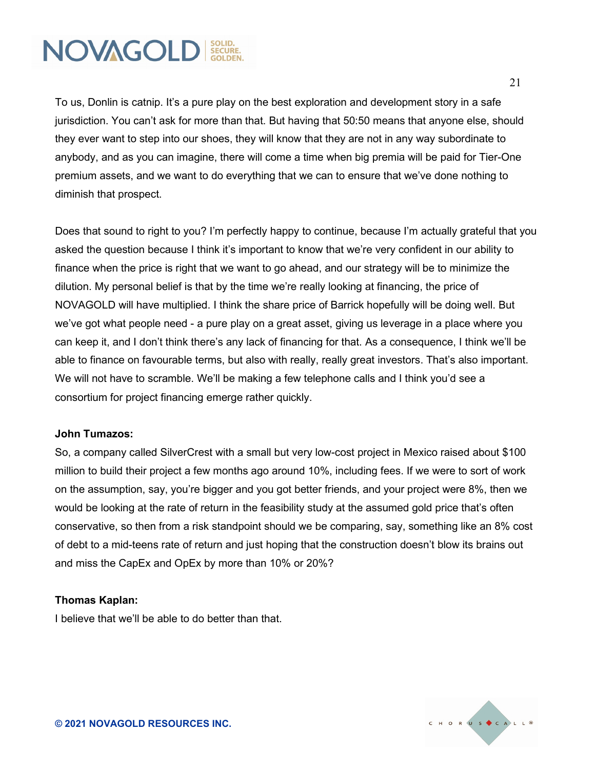To us, Donlin is catnip. It's a pure play on the best exploration and development story in a safe jurisdiction. You can't ask for more than that. But having that 50:50 means that anyone else, should they ever want to step into our shoes, they will know that they are not in any way subordinate to anybody, and as you can imagine, there will come a time when big premia will be paid for Tier-One premium assets, and we want to do everything that we can to ensure that we've done nothing to diminish that prospect.

Does that sound to right to you? I'm perfectly happy to continue, because I'm actually grateful that you asked the question because I think it's important to know that we're very confident in our ability to finance when the price is right that we want to go ahead, and our strategy will be to minimize the dilution. My personal belief is that by the time we're really looking at financing, the price of NOVAGOLD will have multiplied. I think the share price of Barrick hopefully will be doing well. But we've got what people need - a pure play on a great asset, giving us leverage in a place where you can keep it, and I don't think there's any lack of financing for that. As a consequence, I think we'll be able to finance on favourable terms, but also with really, really great investors. That's also important. We will not have to scramble. We'll be making a few telephone calls and I think you'd see a consortium for project financing emerge rather quickly.

**John Tumazos:**
So, a company called SilverCrest with a small but very low-cost project in Mexico raised about $100 million to build their project a few months ago around 10%, including fees. If we were to sort of work on the assumption, say, you're bigger and you got better friends, and your project were 8%, then we would be looking at the rate of return in the feasibility study at the assumed gold price that's often conservative, so then from a risk standpoint should we be comparing, say, something like an 8% cost of debt to a mid-teens rate of return and just hoping that the construction doesn't blow its brains out and miss the CapEx and OpEx by more than 10% or 20%?

**Thomas Kaplan:**
I believe that we'll be able to do better than that.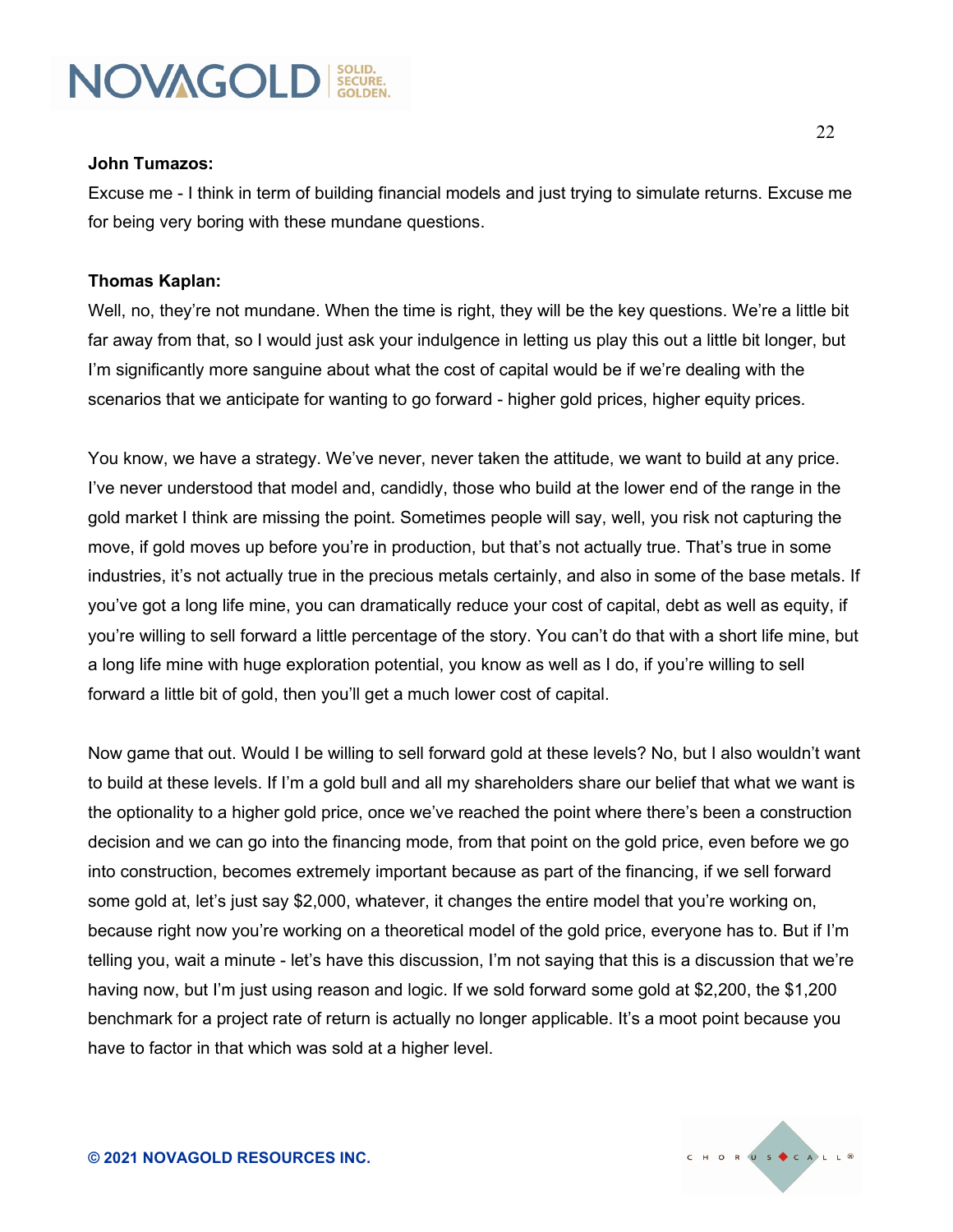**John Tumazos:**

Excuse me - I think in term of building financial models and just trying to simulate returns. Excuse me for being very boring with these mundane questions.

**Thomas Kaplan:**

Well, no, they're not mundane. When the time is right, they will be the key questions. We're a little bit far away from that, so I would just ask your indulgence in letting us play this out a little bit longer, but I'm significantly more sanguine about what the cost of capital would be if we're dealing with the scenarios that we anticipate for wanting to go forward - higher gold prices, higher equity prices.

You know, we have a strategy. We've never, never taken the attitude, we want to build at any price. I've never understood that model and, candidly, those who build at the lower end of the range in the gold market I think are missing the point. Sometimes people will say, well, you risk not capturing the move, if gold moves up before you're in production, but that's not actually true. That's true in some industries, it's not actually true in the precious metals certainly, and also in some of the base metals. If you've got a long life mine, you can dramatically reduce your cost of capital, debt as well as equity, if you're willing to sell forward a little percentage of the story. You can't do that with a short life mine, but a long life mine with huge exploration potential, you know as well as I do, if you're willing to sell forward a little bit of gold, then you'll get a much lower cost of capital.

Now game that out. Would I be willing to sell forward gold at these levels? No, but I also wouldn't want to build at these levels. If I'm a gold bull and all my shareholders share our belief that what we want is the optionality to a higher gold price, once we've reached the point where there's been a construction decision and we can go into the financing mode, from that point on the gold price, even before we go into construction, becomes extremely important because as part of the financing, if we sell forward some gold at, let's just say $2,000, whatever, it changes the entire model that you're working on, because right now you're working on a theoretical model of the gold price, everyone has to. But if I'm telling you, wait a minute - let's have this discussion, I'm not saying that this is a discussion that we're having now, but I'm just using reason and logic. If we sold forward some gold at $2,200, the $1,200 benchmark for a project rate of return is actually no longer applicable. It's a moot point because you have to factor in that which was sold at a higher level.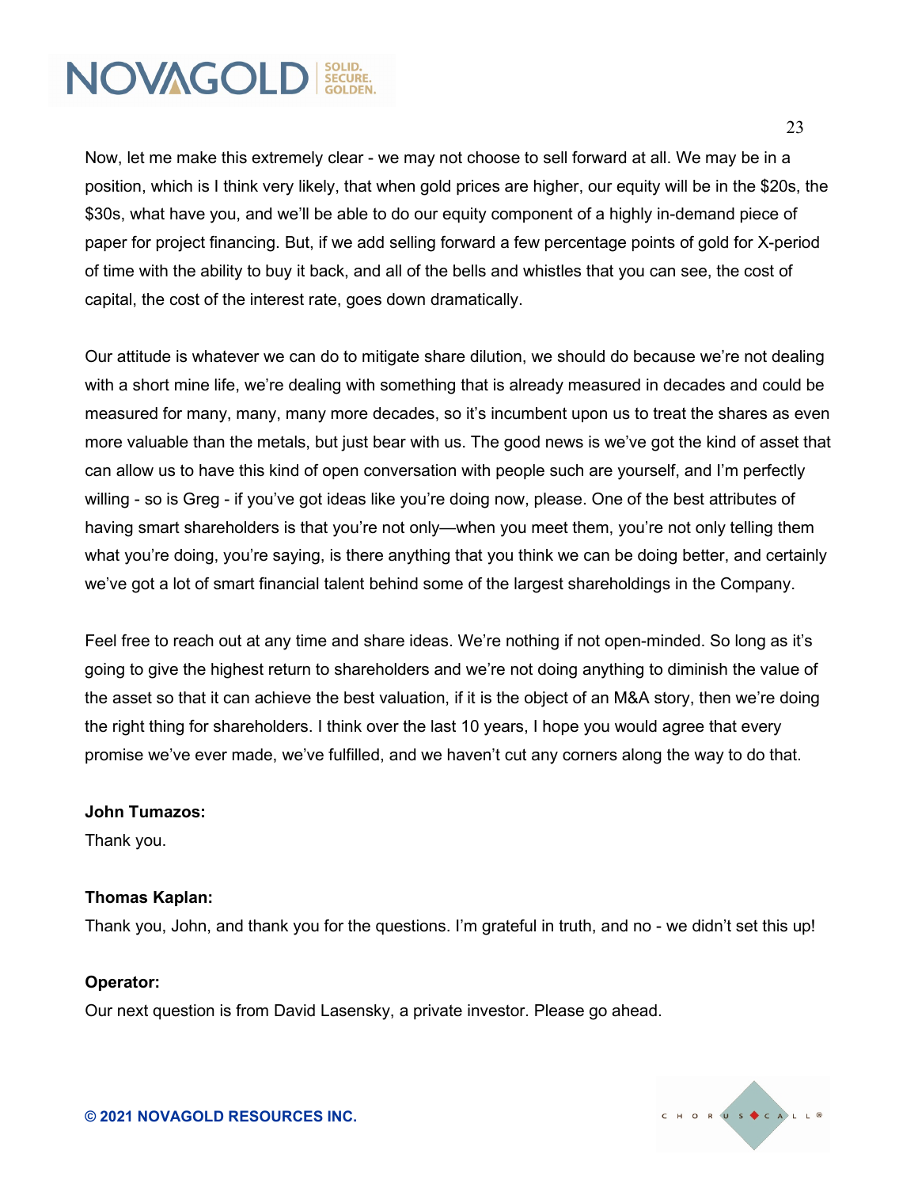Now, let me make this extremely clear - we may not choose to sell forward at all. We may be in a position, which is I think very likely, that when gold prices are higher, our equity will be in the $20s, the $30s, what have you, and we'll be able to do our equity component of a highly in-demand piece of paper for project financing. But, if we add selling forward a few percentage points of gold for X-period of time with the ability to buy it back, and all of the bells and whistles that you can see, the cost of capital, the cost of the interest rate, goes down dramatically.

Our attitude is whatever we can do to mitigate share dilution, we should do because we're not dealing with a short mine life, we're dealing with something that is already measured in decades and could be measured for many, many, many more decades, so it's incumbent upon us to treat the shares as even more valuable than the metals, but just bear with us. The good news is we've got the kind of asset that can allow us to have this kind of open conversation with people such are yourself, and I'm perfectly willing - so is Greg - if you've got ideas like you're doing now, please. One of the best attributes of having smart shareholders is that you're not only—when you meet them, you're not only telling them what you're doing, you're saying, is there anything that you think we can be doing better, and certainly we've got a lot of smart financial talent behind some of the largest shareholdings in the Company.

Feel free to reach out at any time and share ideas. We're nothing if not open-minded. So long as it's going to give the highest return to shareholders and we're not doing anything to diminish the value of the asset so that it can achieve the best valuation, if it is the object of an M&A story, then we're doing the right thing for shareholders. I think over the last 10 years, I hope you would agree that every promise we've ever made, we've fulfilled, and we haven't cut any corners along the way to do that.

**John Tumazos:**

Thank you.

**Thomas Kaplan:**

Thank you, John, and thank you for the questions. I'm grateful in truth, and no - we didn't set this up!

**Operator:**

Our next question is from David Lasensky, a private investor. Please go ahead.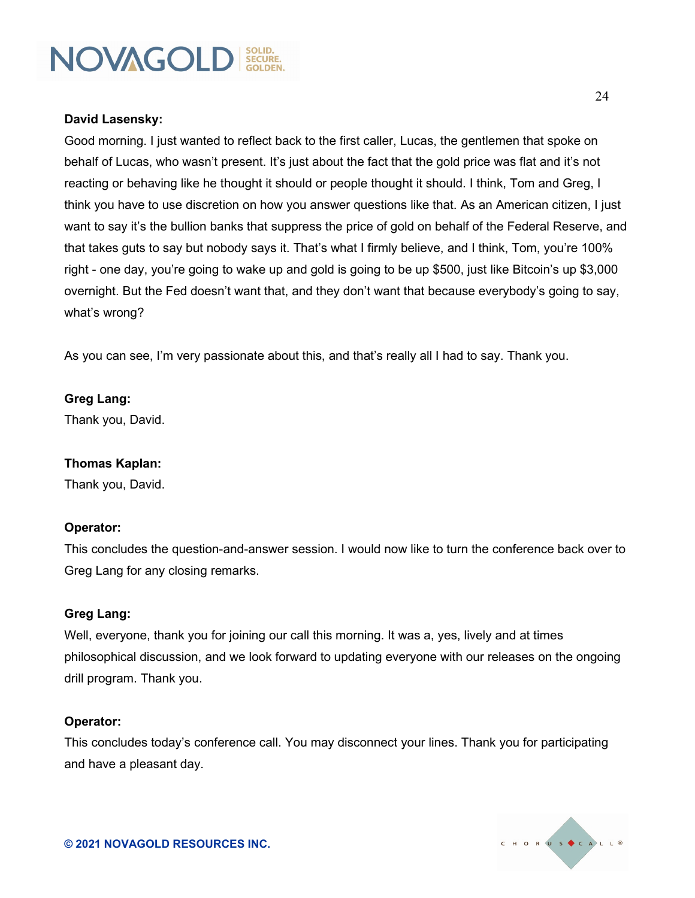**David Lasensky:**
Good morning. I just wanted to reflect back to the first caller, Lucas, the gentlemen that spoke on behalf of Lucas, who wasn't present. It's just about the fact that the gold price was flat and it's not reacting or behaving like he thought it should or people thought it should. I think, Tom and Greg, I think you have to use discretion on how you answer questions like that. As an American citizen, I just want to say it's the bullion banks that suppress the price of gold on behalf of the Federal Reserve, and that takes guts to say but nobody says it. That's what I firmly believe, and I think, Tom, you're 100% right - one day, you're going to wake up and gold is going to be up $500, just like Bitcoin's up $3,000 overnight. But the Fed doesn't want that, and they don't want that because everybody's going to say, what's wrong?

As you can see, I'm very passionate about this, and that's really all I had to say. Thank you.

**Greg Lang:**
Thank you, David.

**Thomas Kaplan:**
Thank you, David.

**Operator:**
This concludes the question-and-answer session. I would now like to turn the conference back over to Greg Lang for any closing remarks.

**Greg Lang:**
Well, everyone, thank you for joining our call this morning. It was a, yes, lively and at times philosophical discussion, and we look forward to updating everyone with our releases on the ongoing drill program. Thank you.

**Operator:**
This concludes today's conference call. You may disconnect your lines. Thank you for participating and have a pleasant day.